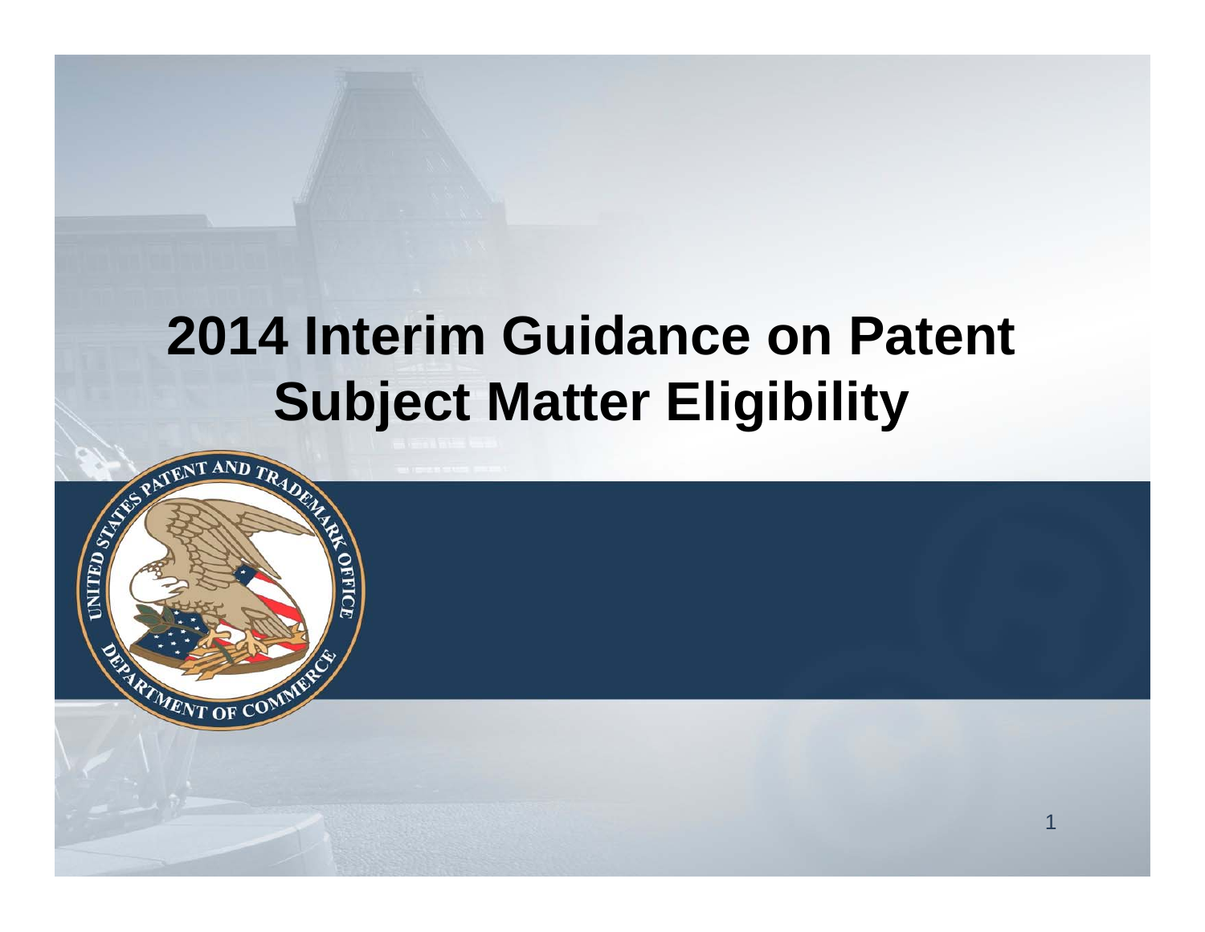# 2014 Interim Guidance on Patent Subject Matter Eligibility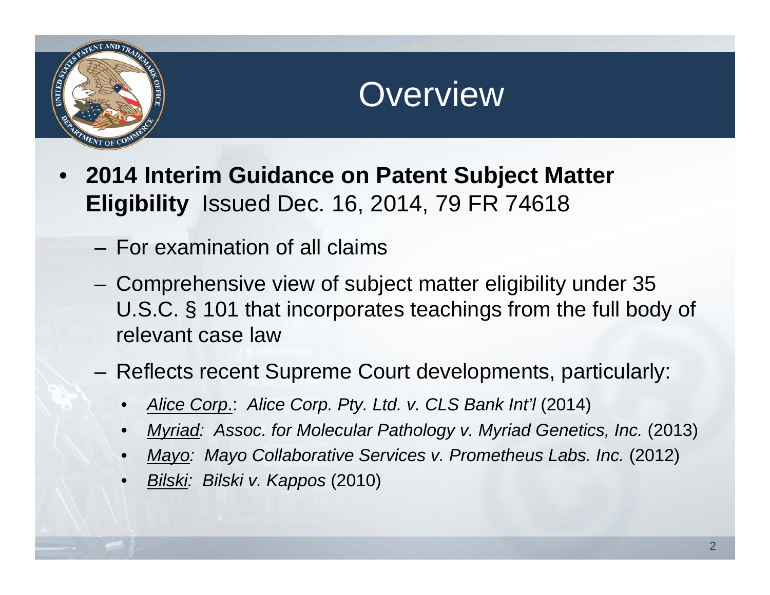# Overview

- **2014 Interim Guidance on Patent Subject Matter Eligibility** Issued Dec. 16, 2014, 79 FR 74618
  - For examination of all claims
  - Comprehensive view of subject matter eligibility under 35 U.S.C. § 101 that incorporates teachings from the full body of relevant case law
  - Reflects recent Supreme Court developments, particularly:
    - *Alice Corp.*: *Alice Corp. Pty. Ltd. v. CLS Bank Int'l* (2014)
    - *Myriad: Assoc. for Molecular Pathology v. Myriad Genetics, Inc.* (2013)
    - *Mayo: Mayo Collaborative Services v. Prometheus Labs. Inc.* (2012)
    - *Bilski: Bilski v. Kappos* (2010)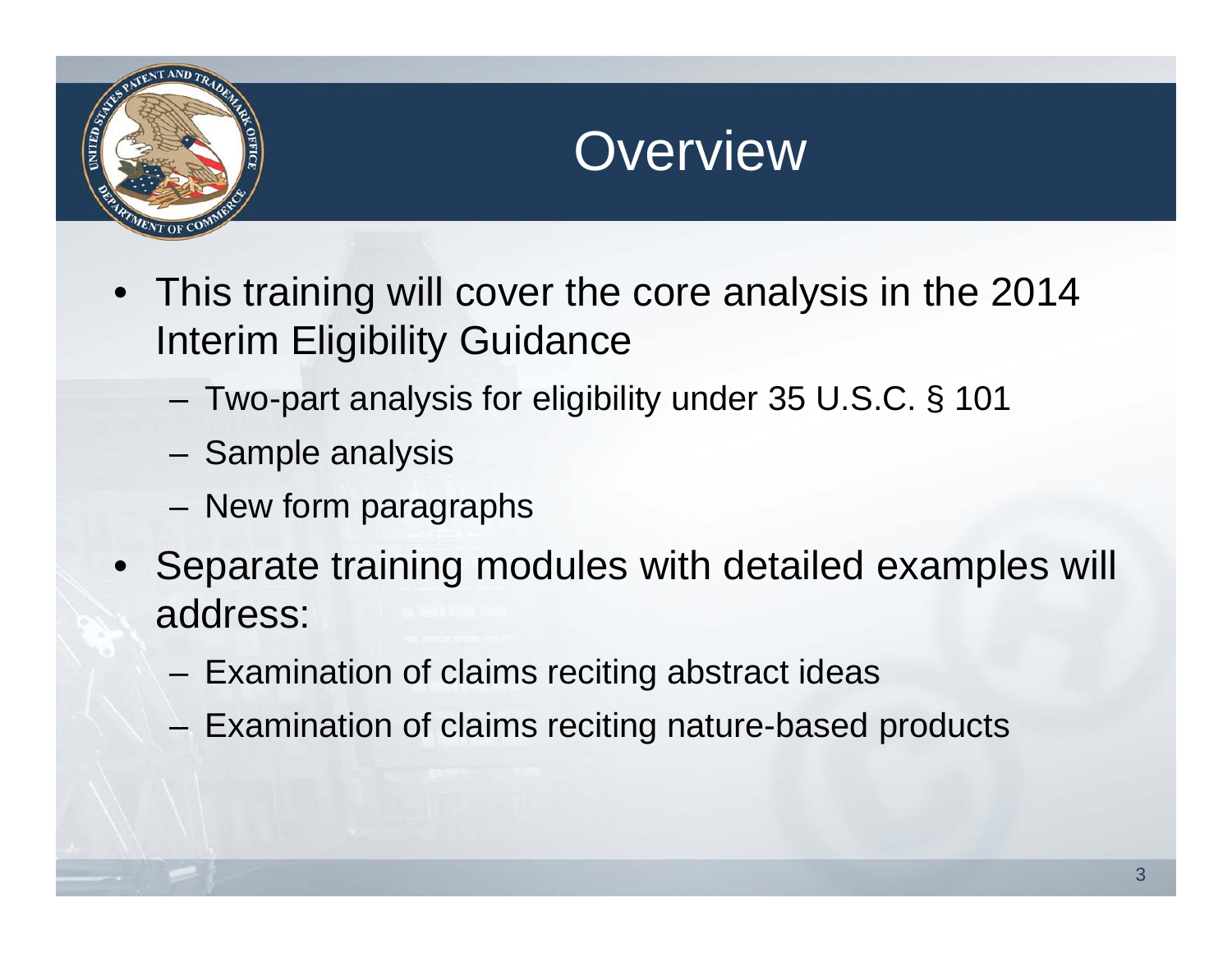# Overview

- This training will cover the core analysis in the 2014 Interim Eligibility Guidance
  - Two-part analysis for eligibility under 35 U.S.C. § 101
  - Sample analysis
  - New form paragraphs
- Separate training modules with detailed examples will address:
  - Examination of claims reciting abstract ideas
  - Examination of claims reciting nature-based products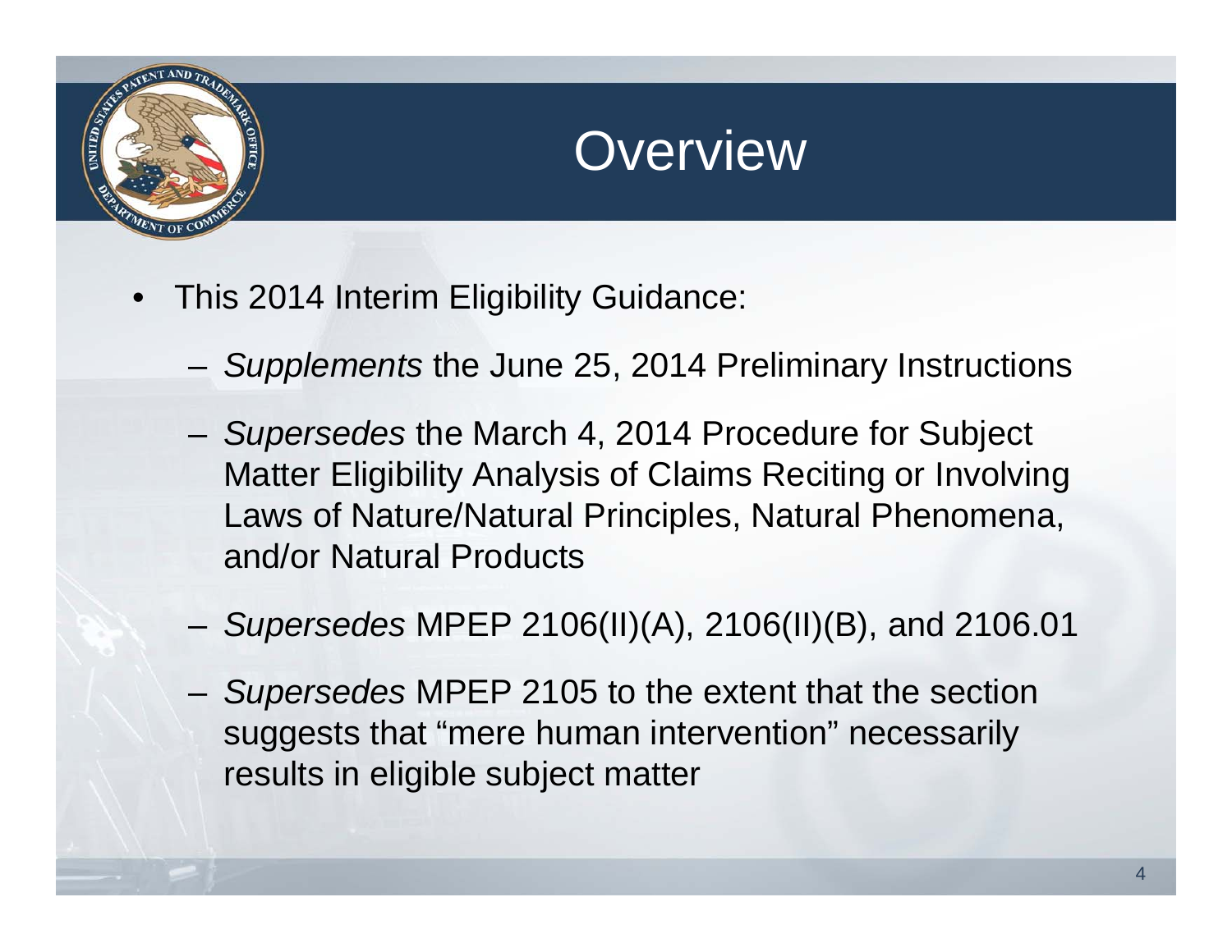# Overview

- This 2014 Interim Eligibility Guidance:
  - *Supplements* the June 25, 2014 Preliminary Instructions
  - *Supersedes* the March 4, 2014 Procedure for Subject Matter Eligibility Analysis of Claims Reciting or Involving Laws of Nature/Natural Principles, Natural Phenomena, and/or Natural Products
  - *Supersedes* MPEP 2106(II)(A), 2106(II)(B), and 2106.01
  - *Supersedes* MPEP 2105 to the extent that the section suggests that "mere human intervention" necessarily results in eligible subject matter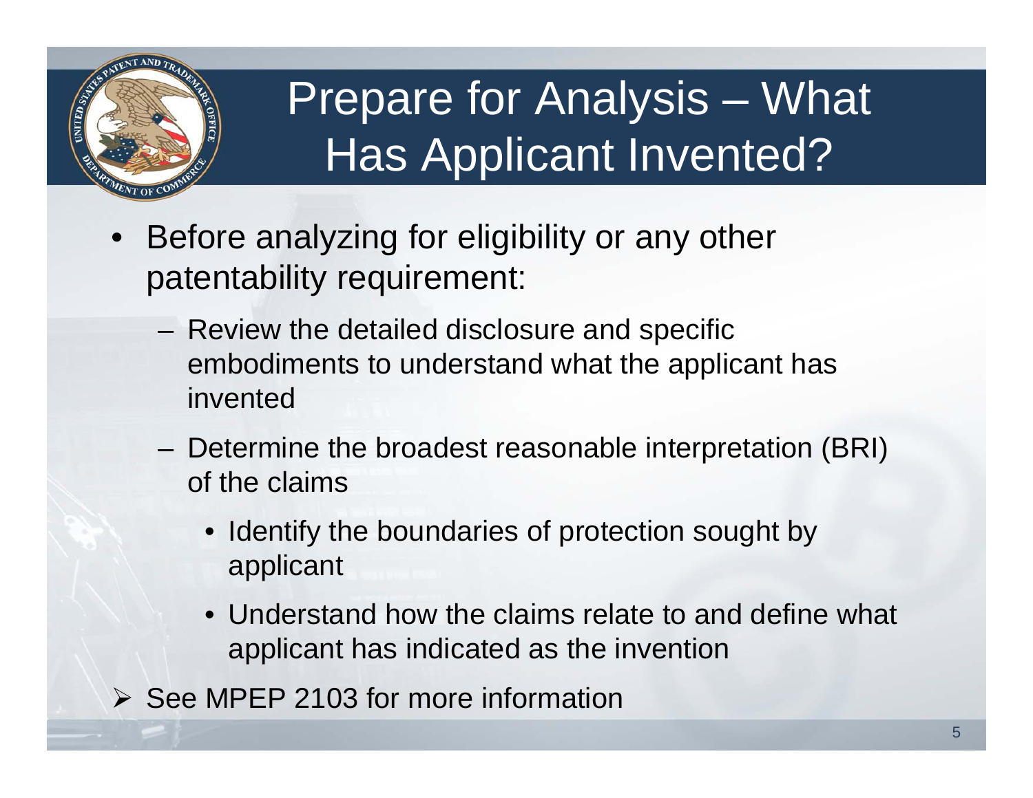# Prepare for Analysis – What Has Applicant Invented?

- Before analyzing for eligibility or any other patentability requirement:
  - Review the detailed disclosure and specific embodiments to understand what the applicant has invented
  - Determine the broadest reasonable interpretation (BRI) of the claims
    - Identify the boundaries of protection sought by applicant
    - Understand how the claims relate to and define what applicant has indicated as the invention

➢ See MPEP 2103 for more information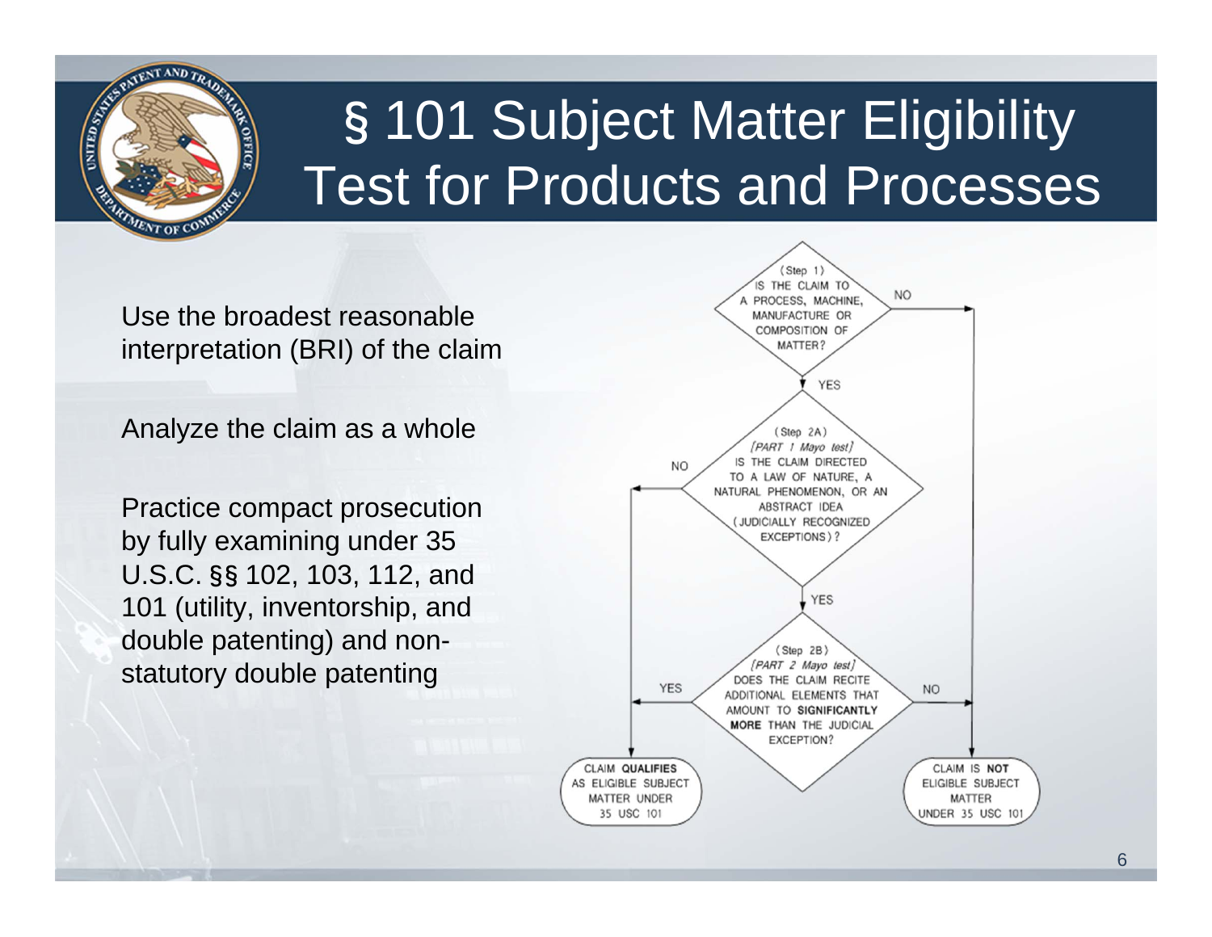# § 101 Subject Matter Eligibility Test for Products and Processes

Use the broadest reasonable interpretation (BRI) of the claim

Analyze the claim as a whole

Practice compact prosecution by fully examining under 35 U.S.C. §§ 102, 103, 112, and 101 (utility, inventorship, and double patenting) and non-statutory double patenting

(Step 1) IS THE CLAIM TO A PROCESS, MACHINE, MANUFACTURE OR COMPOSITION OF MATTER?

- NO → CLAIM IS **NOT** ELIGIBLE SUBJECT MATTER UNDER 35 USC 101
- YES → (Step 2A)

(Step 2A) *[PART 1 Mayo test]* IS THE CLAIM DIRECTED TO A LAW OF NATURE, A NATURAL PHENOMENON, OR AN ABSTRACT IDEA (JUDICIALLY RECOGNIZED EXCEPTIONS)?

- NO → CLAIM **QUALIFIES** AS ELIGIBLE SUBJECT MATTER UNDER 35 USC 101
- YES → (Step 2B)

(Step 2B) *[PART 2 Mayo test]* DOES THE CLAIM RECITE ADDITIONAL ELEMENTS THAT AMOUNT TO **SIGNIFICANTLY MORE** THAN THE JUDICIAL EXCEPTION?

- YES → CLAIM **QUALIFIES** AS ELIGIBLE SUBJECT MATTER UNDER 35 USC 101
- NO → CLAIM IS **NOT** ELIGIBLE SUBJECT MATTER UNDER 35 USC 101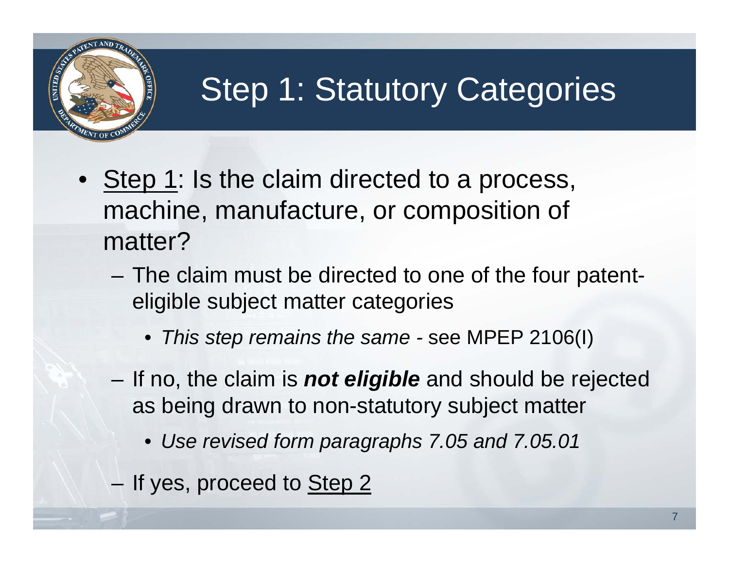# Step 1: Statutory Categories

- Step 1: Is the claim directed to a process, machine, manufacture, or composition of matter?
  - The claim must be directed to one of the four patent-eligible subject matter categories
    - *This step remains the same -* see MPEP 2106(I)
  - If no, the claim is ***not eligible*** and should be rejected as being drawn to non-statutory subject matter
    - *Use revised form paragraphs 7.05 and 7.05.01*
  - If yes, proceed to Step 2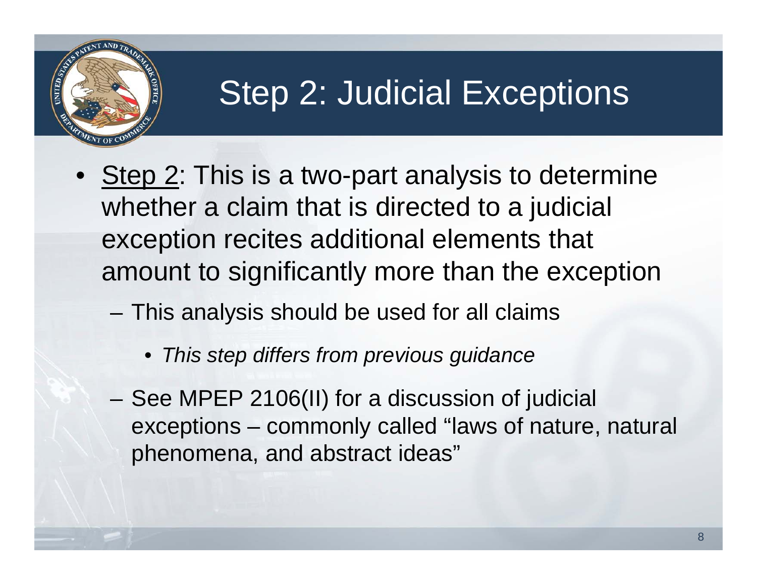# Step 2: Judicial Exceptions

- Step 2: This is a two-part analysis to determine whether a claim that is directed to a judicial exception recites additional elements that amount to significantly more than the exception
  - This analysis should be used for all claims
    - *This step differs from previous guidance*
  - See MPEP 2106(II) for a discussion of judicial exceptions – commonly called "laws of nature, natural phenomena, and abstract ideas"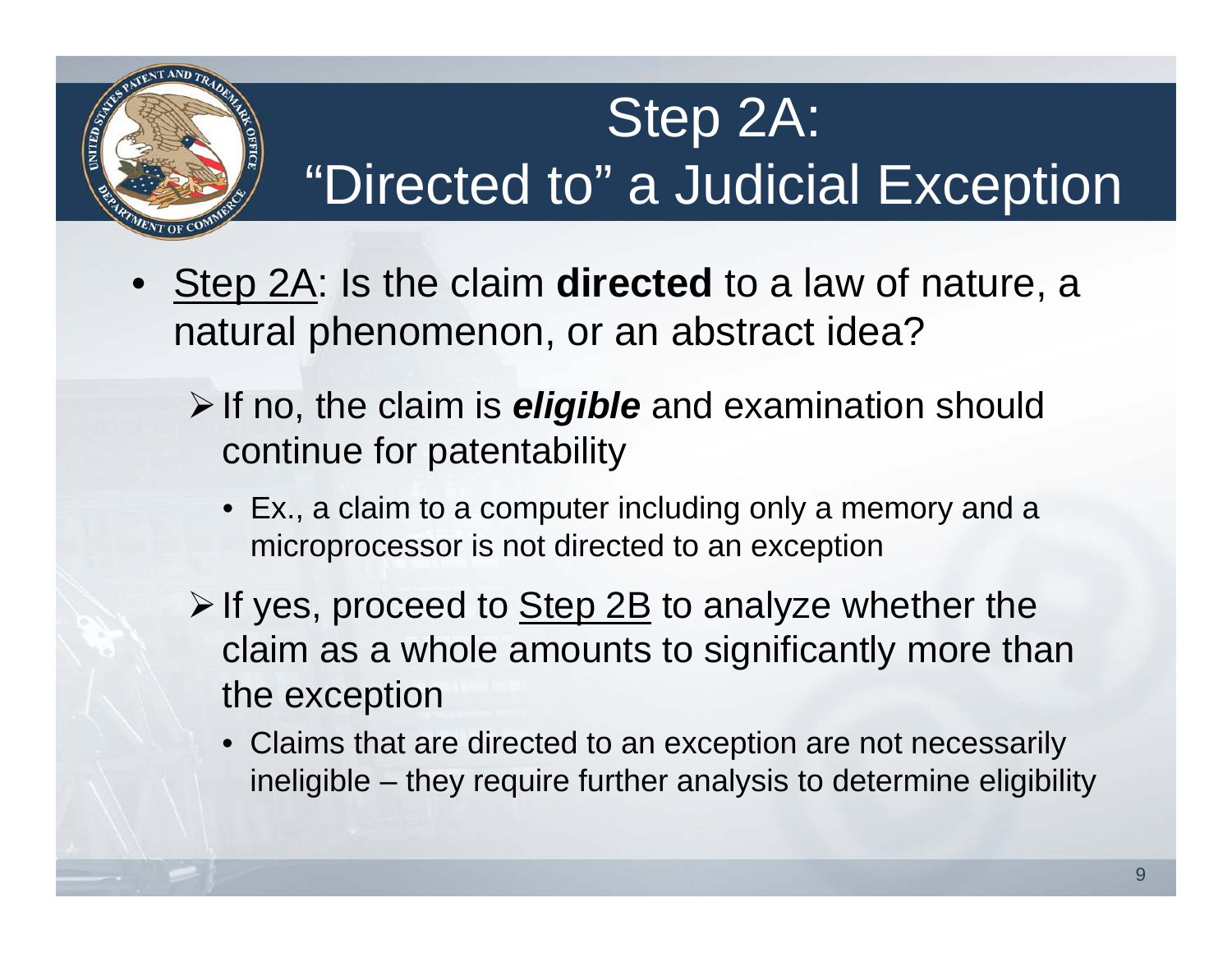# Step 2A: "Directed to" a Judicial Exception

- Step 2A: Is the claim **directed** to a law of nature, a natural phenomenon, or an abstract idea?
  - If no, the claim is ***eligible*** and examination should continue for patentability
    - Ex., a claim to a computer including only a memory and a microprocessor is not directed to an exception
  - If yes, proceed to Step 2B to analyze whether the claim as a whole amounts to significantly more than the exception
    - Claims that are directed to an exception are not necessarily ineligible – they require further analysis to determine eligibility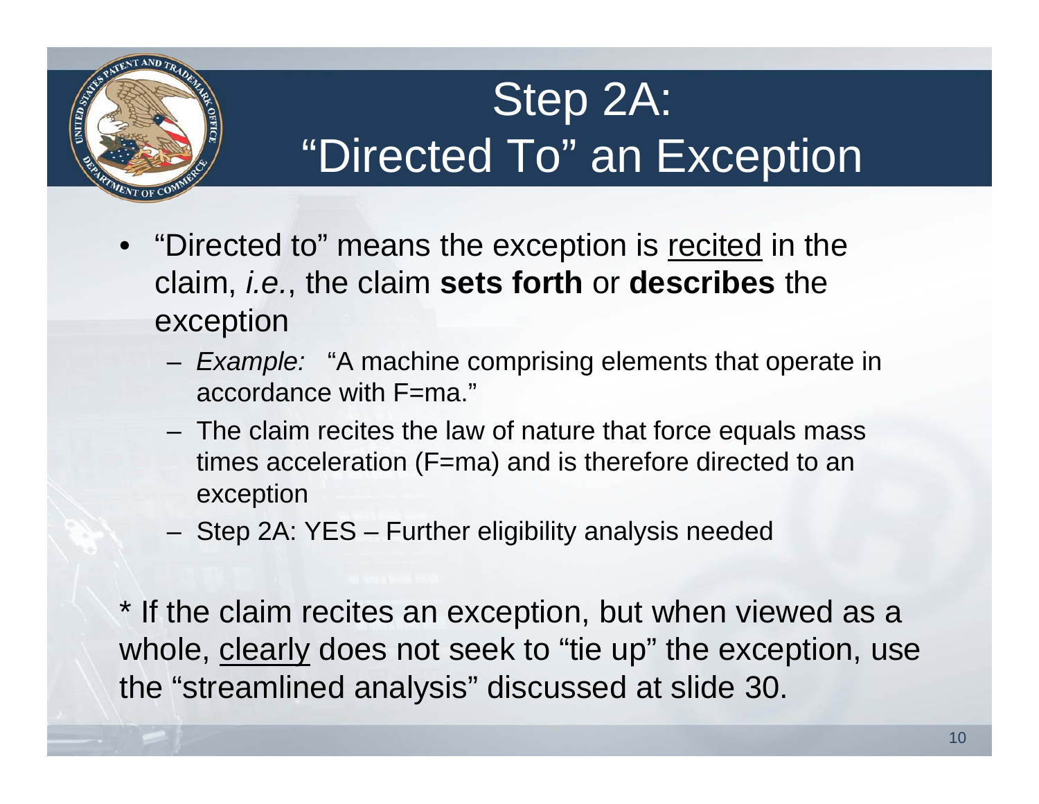# Step 2A: "Directed To" an Exception

- "Directed to" means the exception is recited in the claim, *i.e.*, the claim **sets forth** or **describes** the exception
  - *Example:* "A machine comprising elements that operate in accordance with F=ma."
  - The claim recites the law of nature that force equals mass times acceleration (F=ma) and is therefore directed to an exception
  - Step 2A: YES – Further eligibility analysis needed

* If the claim recites an exception, but when viewed as a whole, clearly does not seek to "tie up" the exception, use the "streamlined analysis" discussed at slide 30.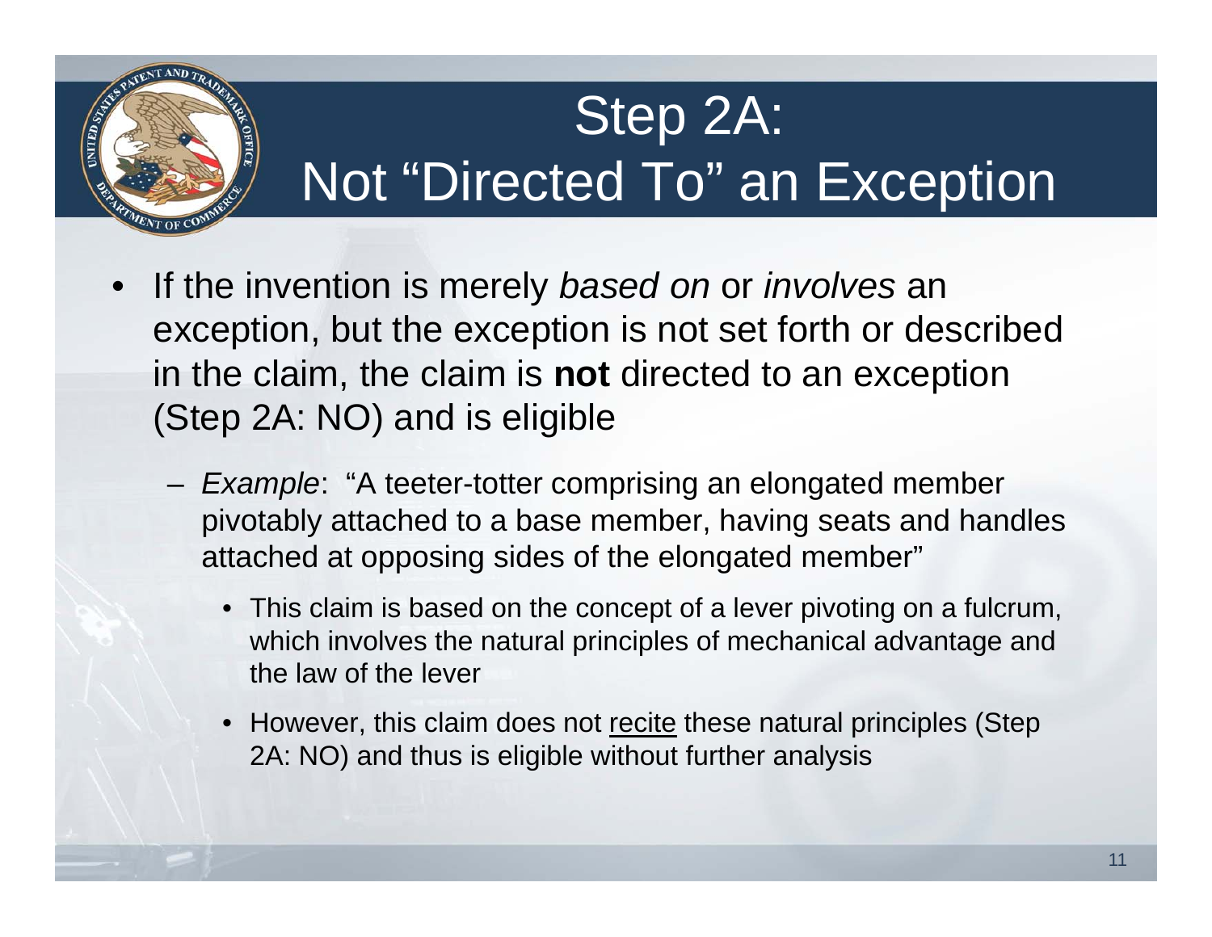# Step 2A: Not "Directed To" an Exception

- If the invention is merely *based on* or *involves* an exception, but the exception is not set forth or described in the claim, the claim is **not** directed to an exception (Step 2A: NO) and is eligible
  - *Example*: "A teeter-totter comprising an elongated member pivotably attached to a base member, having seats and handles attached at opposing sides of the elongated member"
    - This claim is based on the concept of a lever pivoting on a fulcrum, which involves the natural principles of mechanical advantage and the law of the lever
    - However, this claim does not <u>recite</u> these natural principles (Step 2A: NO) and thus is eligible without further analysis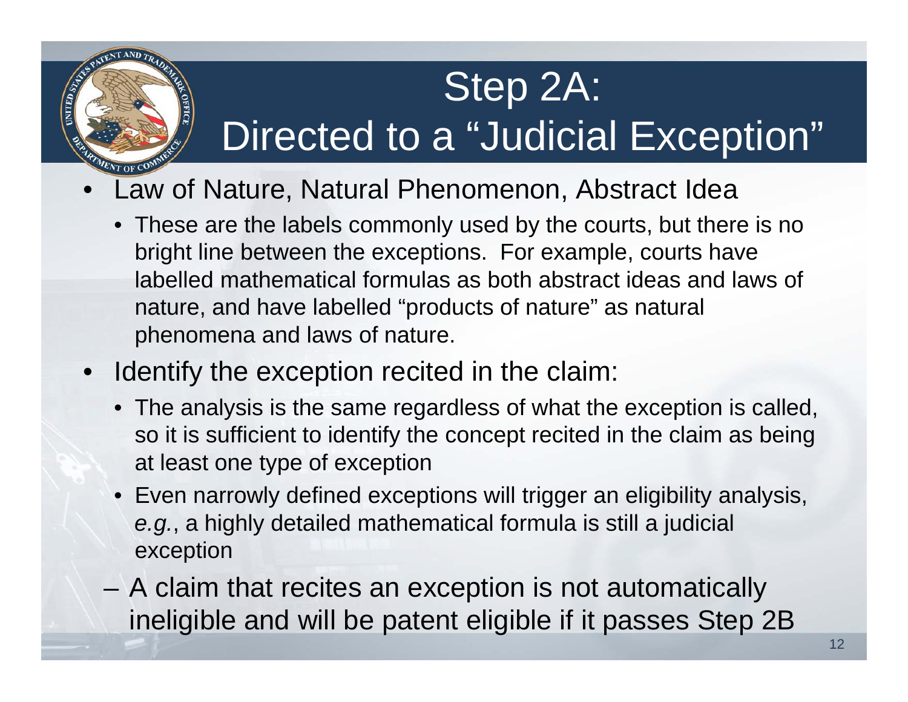# Step 2A: Directed to a "Judicial Exception"

- Law of Nature, Natural Phenomenon, Abstract Idea
  - These are the labels commonly used by the courts, but there is no bright line between the exceptions. For example, courts have labelled mathematical formulas as both abstract ideas and laws of nature, and have labelled "products of nature" as natural phenomena and laws of nature.
- Identify the exception recited in the claim:
  - The analysis is the same regardless of what the exception is called, so it is sufficient to identify the concept recited in the claim as being at least one type of exception
  - Even narrowly defined exceptions will trigger an eligibility analysis, *e.g.*, a highly detailed mathematical formula is still a judicial exception

– A claim that recites an exception is not automatically ineligible and will be patent eligible if it passes Step 2B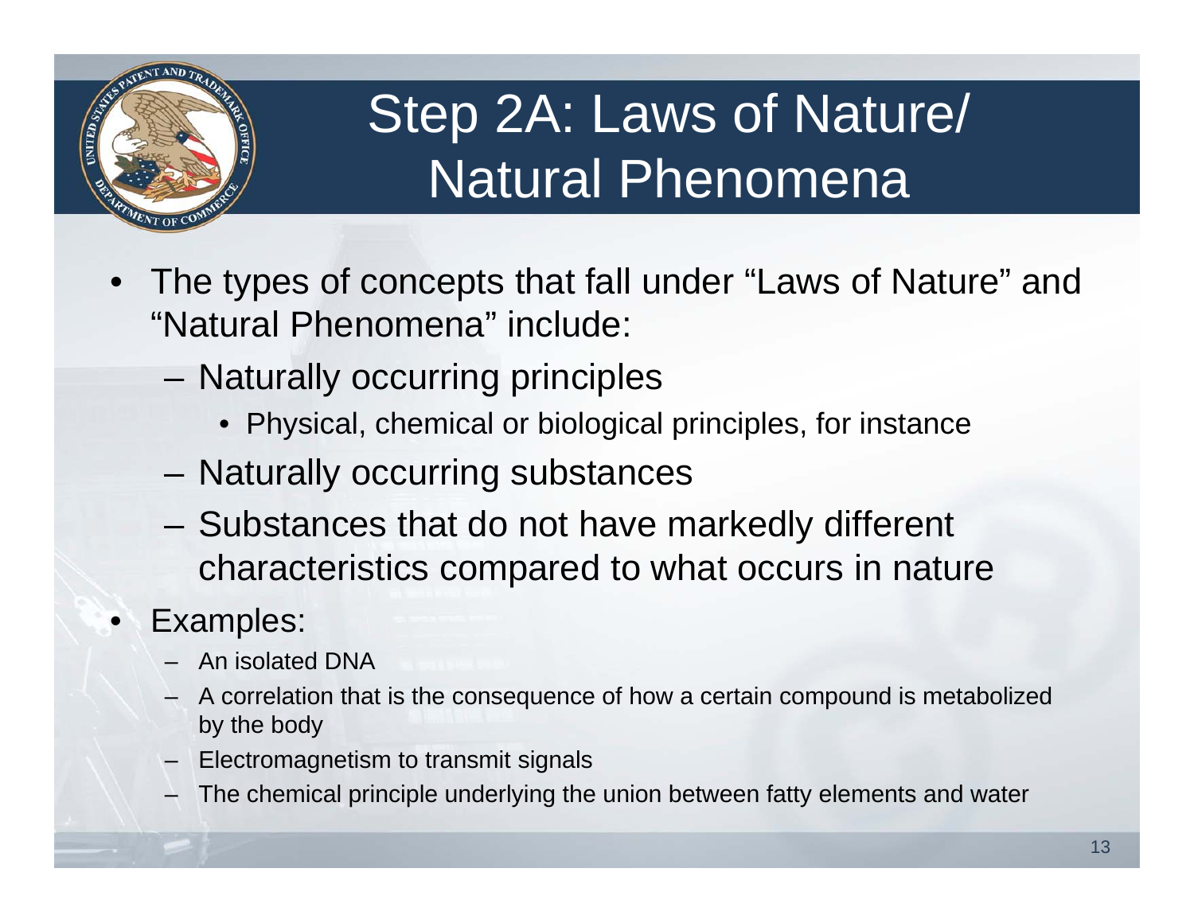# Step 2A: Laws of Nature/ Natural Phenomena

- The types of concepts that fall under "Laws of Nature" and "Natural Phenomena" include:
  - Naturally occurring principles
    - Physical, chemical or biological principles, for instance
  - Naturally occurring substances
  - Substances that do not have markedly different characteristics compared to what occurs in nature
- Examples:
  - An isolated DNA
  - A correlation that is the consequence of how a certain compound is metabolized by the body
  - Electromagnetism to transmit signals
  - The chemical principle underlying the union between fatty elements and water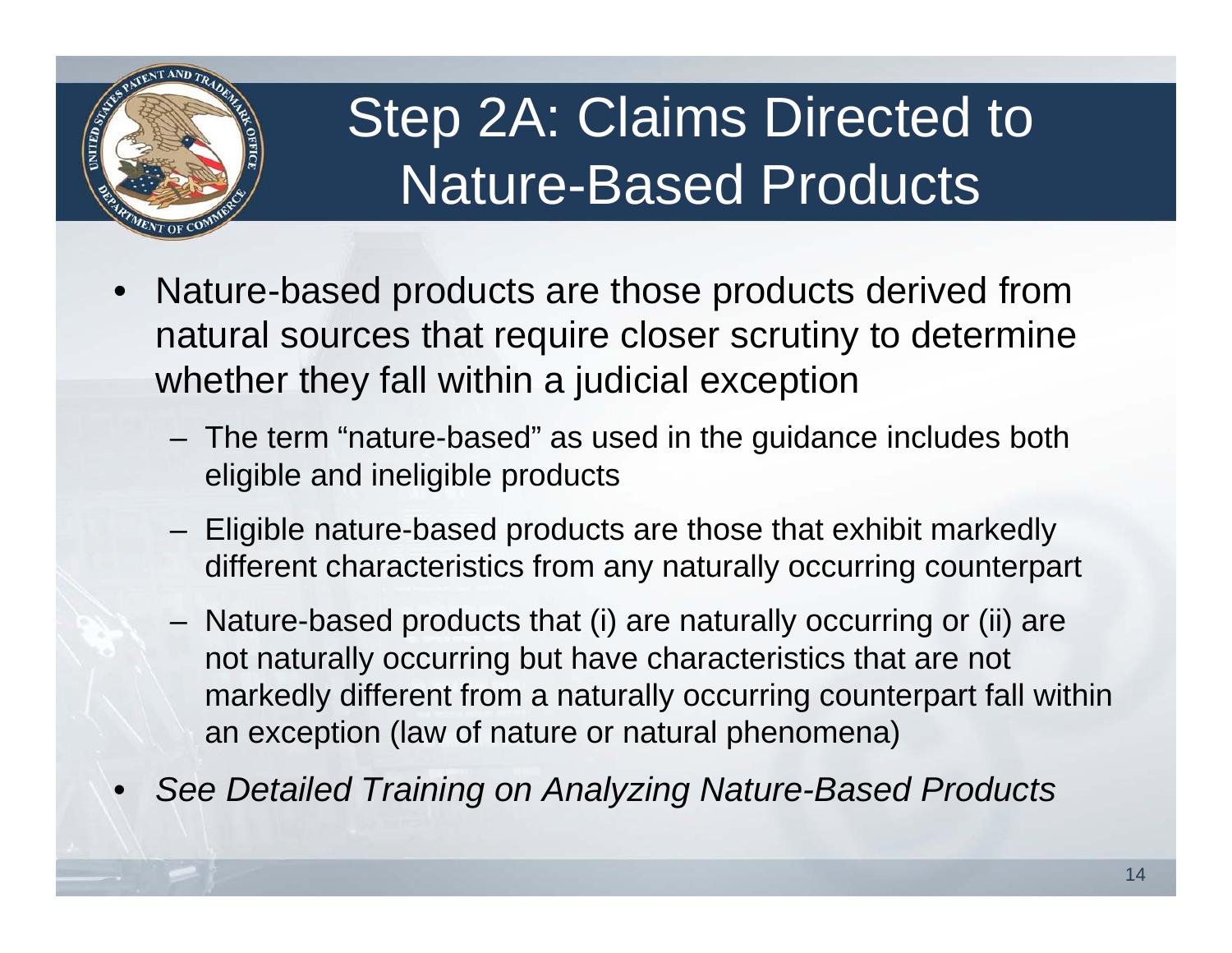# Step 2A: Claims Directed to Nature-Based Products

- Nature-based products are those products derived from natural sources that require closer scrutiny to determine whether they fall within a judicial exception
  - The term "nature-based" as used in the guidance includes both eligible and ineligible products
  - Eligible nature-based products are those that exhibit markedly different characteristics from any naturally occurring counterpart
  - Nature-based products that (i) are naturally occurring or (ii) are not naturally occurring but have characteristics that are not markedly different from a naturally occurring counterpart fall within an exception (law of nature or natural phenomena)
- *See Detailed Training on Analyzing Nature-Based Products*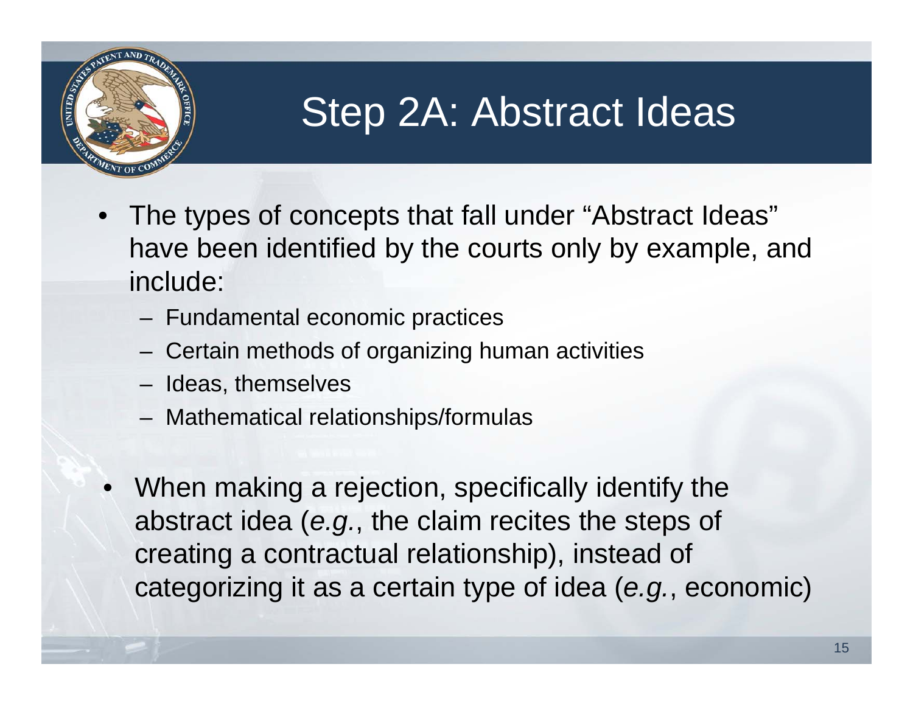# Step 2A: Abstract Ideas

- The types of concepts that fall under "Abstract Ideas" have been identified by the courts only by example, and include:
  - Fundamental economic practices
  - Certain methods of organizing human activities
  - Ideas, themselves
  - Mathematical relationships/formulas
- When making a rejection, specifically identify the abstract idea (*e.g.*, the claim recites the steps of creating a contractual relationship), instead of categorizing it as a certain type of idea (*e.g.*, economic)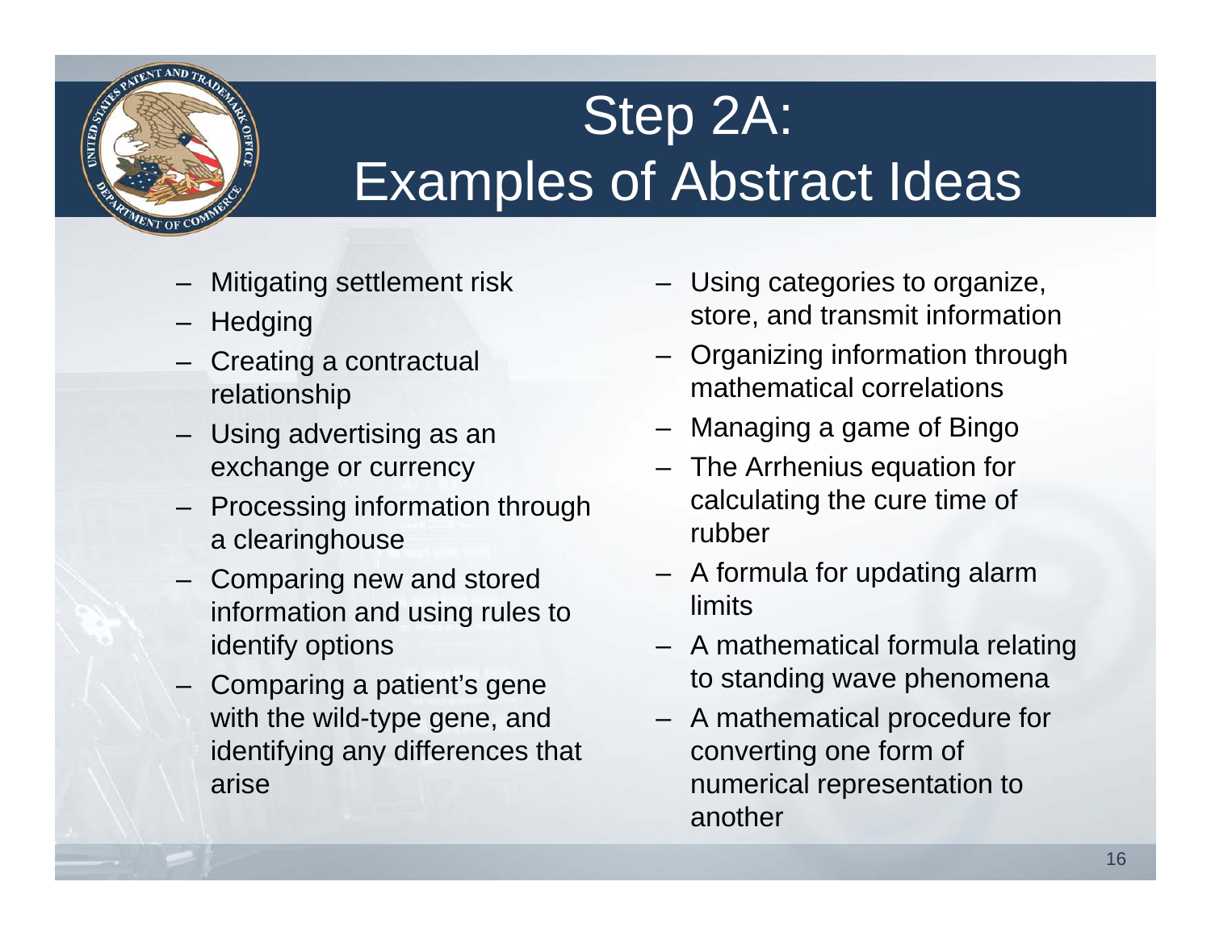# Step 2A: Examples of Abstract Ideas

- Mitigating settlement risk
- Hedging
- Creating a contractual relationship
- Using advertising as an exchange or currency
- Processing information through a clearinghouse
- Comparing new and stored information and using rules to identify options
- Comparing a patient's gene with the wild-type gene, and identifying any differences that arise
- Using categories to organize, store, and transmit information
- Organizing information through mathematical correlations
- Managing a game of Bingo
- The Arrhenius equation for calculating the cure time of rubber
- A formula for updating alarm limits
- A mathematical formula relating to standing wave phenomena
- A mathematical procedure for converting one form of numerical representation to another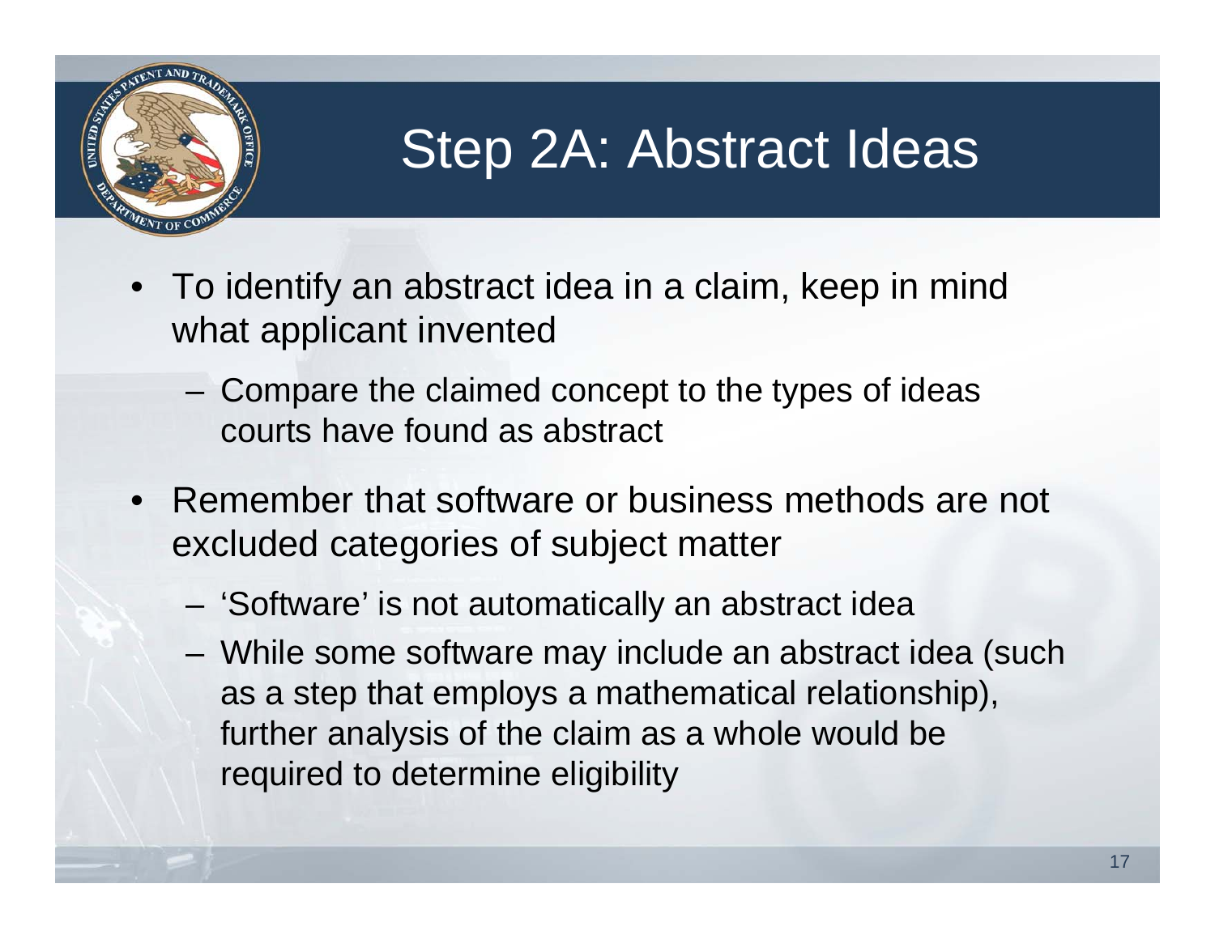# Step 2A: Abstract Ideas

- To identify an abstract idea in a claim, keep in mind what applicant invented
  - Compare the claimed concept to the types of ideas courts have found as abstract
- Remember that software or business methods are not excluded categories of subject matter
  - 'Software' is not automatically an abstract idea
  - While some software may include an abstract idea (such as a step that employs a mathematical relationship), further analysis of the claim as a whole would be required to determine eligibility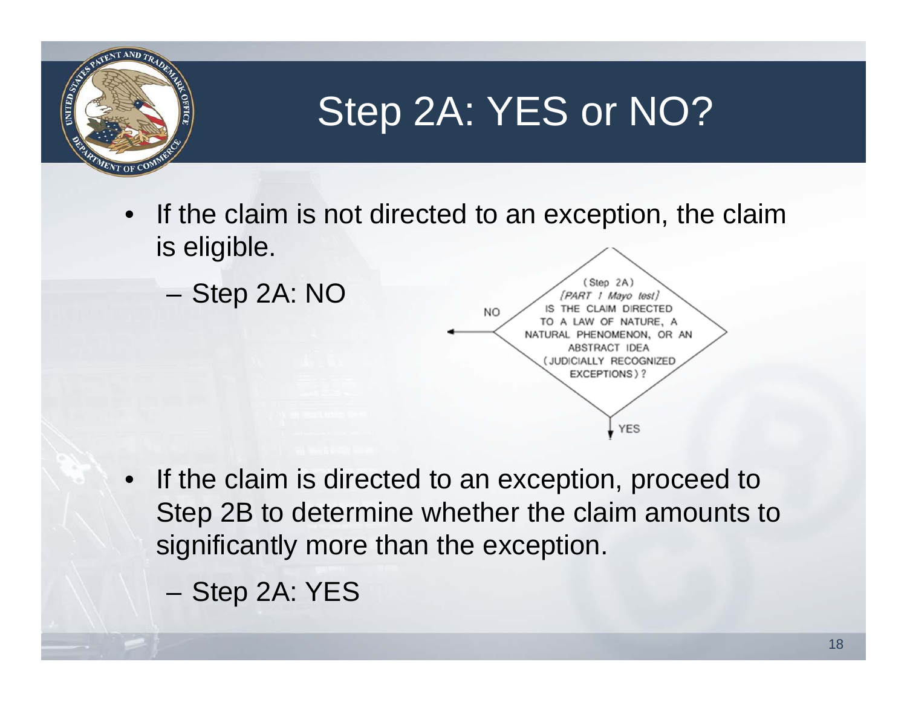# Step 2A: YES or NO?

- If the claim is not directed to an exception, the claim is eligible.
  - Step 2A: NO

(Step 2A)
*[PART 1 Mayo test]*
IS THE CLAIM DIRECTED TO A LAW OF NATURE, A NATURAL PHENOMENON, OR AN ABSTRACT IDEA (JUDICIALLY RECOGNIZED EXCEPTIONS)?

NO

YES

- If the claim is directed to an exception, proceed to Step 2B to determine whether the claim amounts to significantly more than the exception.
  - Step 2A: YES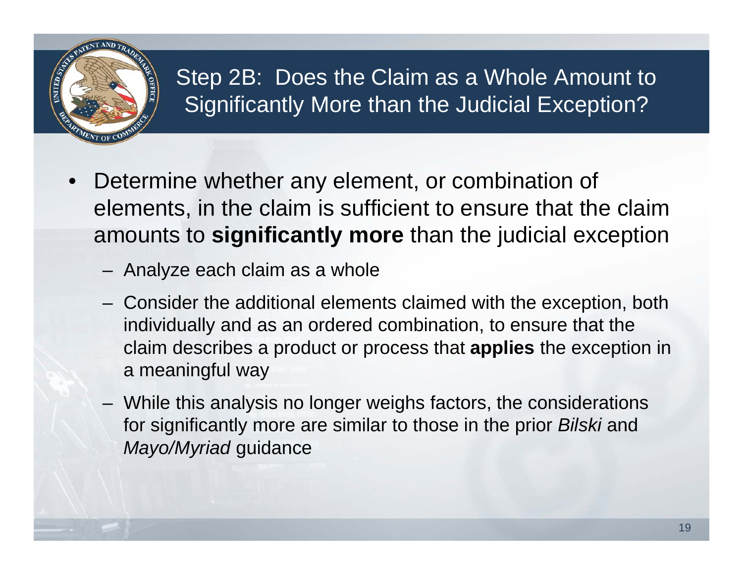## Step 2B: Does the Claim as a Whole Amount to Significantly More than the Judicial Exception?

- Determine whether any element, or combination of elements, in the claim is sufficient to ensure that the claim amounts to **significantly more** than the judicial exception
  - Analyze each claim as a whole
  - Consider the additional elements claimed with the exception, both individually and as an ordered combination, to ensure that the claim describes a product or process that **applies** the exception in a meaningful way
  - While this analysis no longer weighs factors, the considerations for significantly more are similar to those in the prior *Bilski* and *Mayo/Myriad* guidance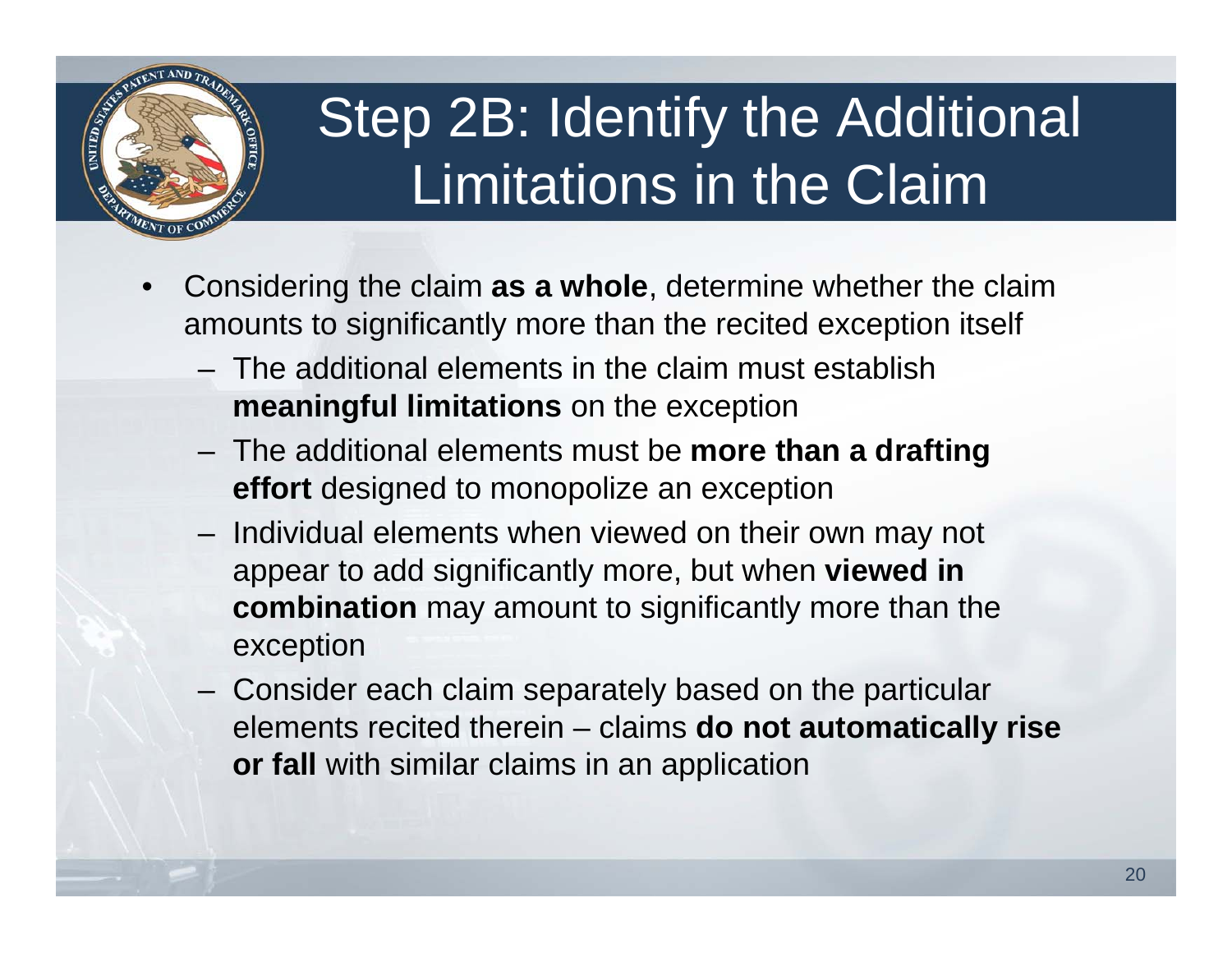# Step 2B: Identify the Additional Limitations in the Claim

- Considering the claim **as a whole**, determine whether the claim amounts to significantly more than the recited exception itself
  - The additional elements in the claim must establish **meaningful limitations** on the exception
  - The additional elements must be **more than a drafting effort** designed to monopolize an exception
  - Individual elements when viewed on their own may not appear to add significantly more, but when **viewed in combination** may amount to significantly more than the exception
  - Consider each claim separately based on the particular elements recited therein – claims **do not automatically rise or fall** with similar claims in an application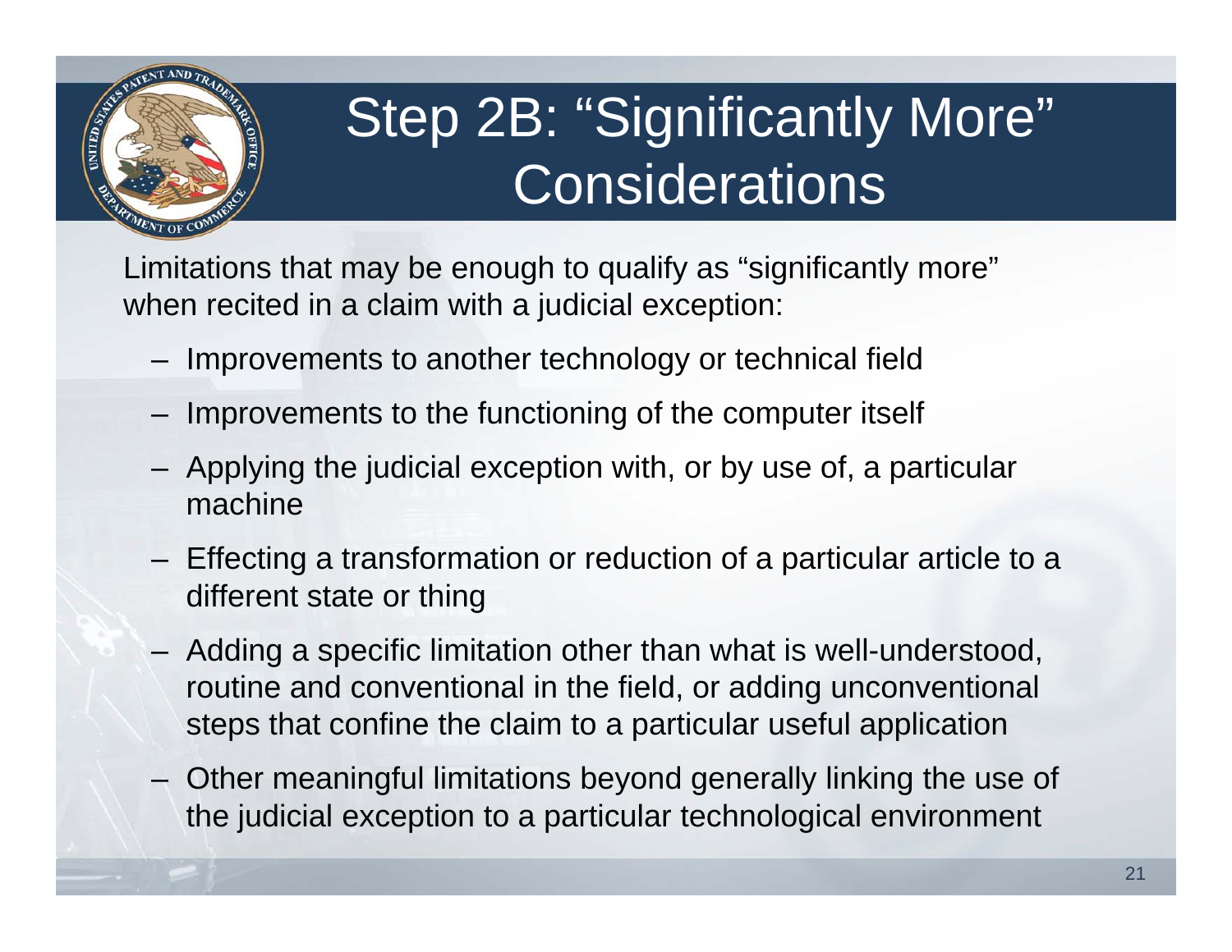# Step 2B: "Significantly More" Considerations

Limitations that may be enough to qualify as "significantly more" when recited in a claim with a judicial exception:

- Improvements to another technology or technical field
- Improvements to the functioning of the computer itself
- Applying the judicial exception with, or by use of, a particular machine
- Effecting a transformation or reduction of a particular article to a different state or thing
- Adding a specific limitation other than what is well-understood, routine and conventional in the field, or adding unconventional steps that confine the claim to a particular useful application
- Other meaningful limitations beyond generally linking the use of the judicial exception to a particular technological environment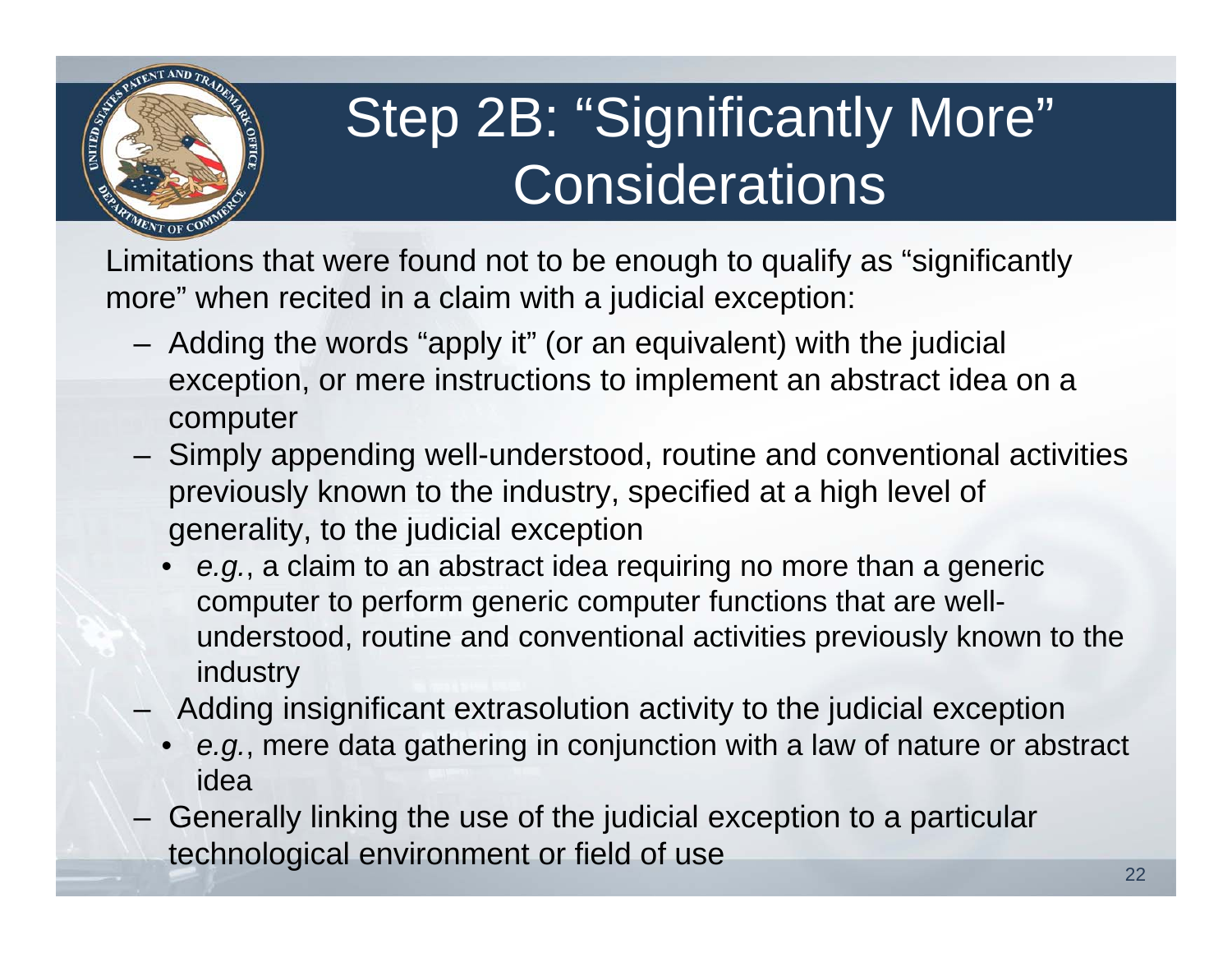# Step 2B: "Significantly More" Considerations

Limitations that were found not to be enough to qualify as "significantly more" when recited in a claim with a judicial exception:

- Adding the words "apply it" (or an equivalent) with the judicial exception, or mere instructions to implement an abstract idea on a computer
- Simply appending well-understood, routine and conventional activities previously known to the industry, specified at a high level of generality, to the judicial exception
  - *e.g.*, a claim to an abstract idea requiring no more than a generic computer to perform generic computer functions that are well-understood, routine and conventional activities previously known to the industry
- Adding insignificant extrasolution activity to the judicial exception
  - *e.g.*, mere data gathering in conjunction with a law of nature or abstract idea
- Generally linking the use of the judicial exception to a particular technological environment or field of use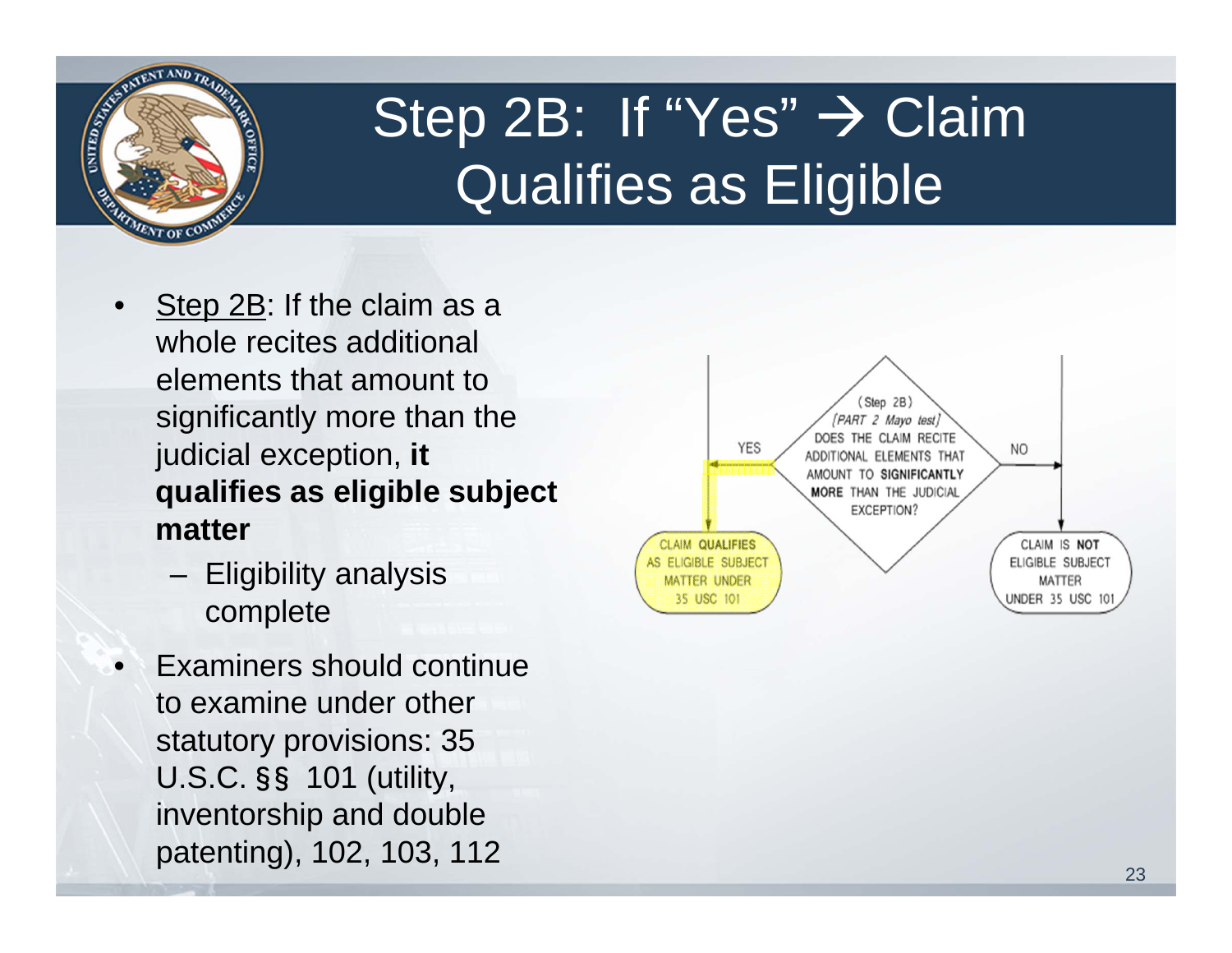# Step 2B: If "Yes" → Claim Qualifies as Eligible

- <u>Step 2B</u>: If the claim as a whole recites additional elements that amount to significantly more than the judicial exception, **it qualifies as eligible subject matter**
  - Eligibility analysis complete
- Examiners should continue to examine under other statutory provisions: 35 U.S.C. §§ 101 (utility, inventorship and double patenting), 102, 103, 112

(Step 2B)
[PART 2 *Mayo* test]
DOES THE CLAIM RECITE ADDITIONAL ELEMENTS THAT AMOUNT TO **SIGNIFICANTLY MORE** THAN THE JUDICIAL EXCEPTION?

YES → CLAIM **QUALIFIES** AS ELIGIBLE SUBJECT MATTER UNDER 35 USC 101

NO → CLAIM IS **NOT** ELIGIBLE SUBJECT MATTER UNDER 35 USC 101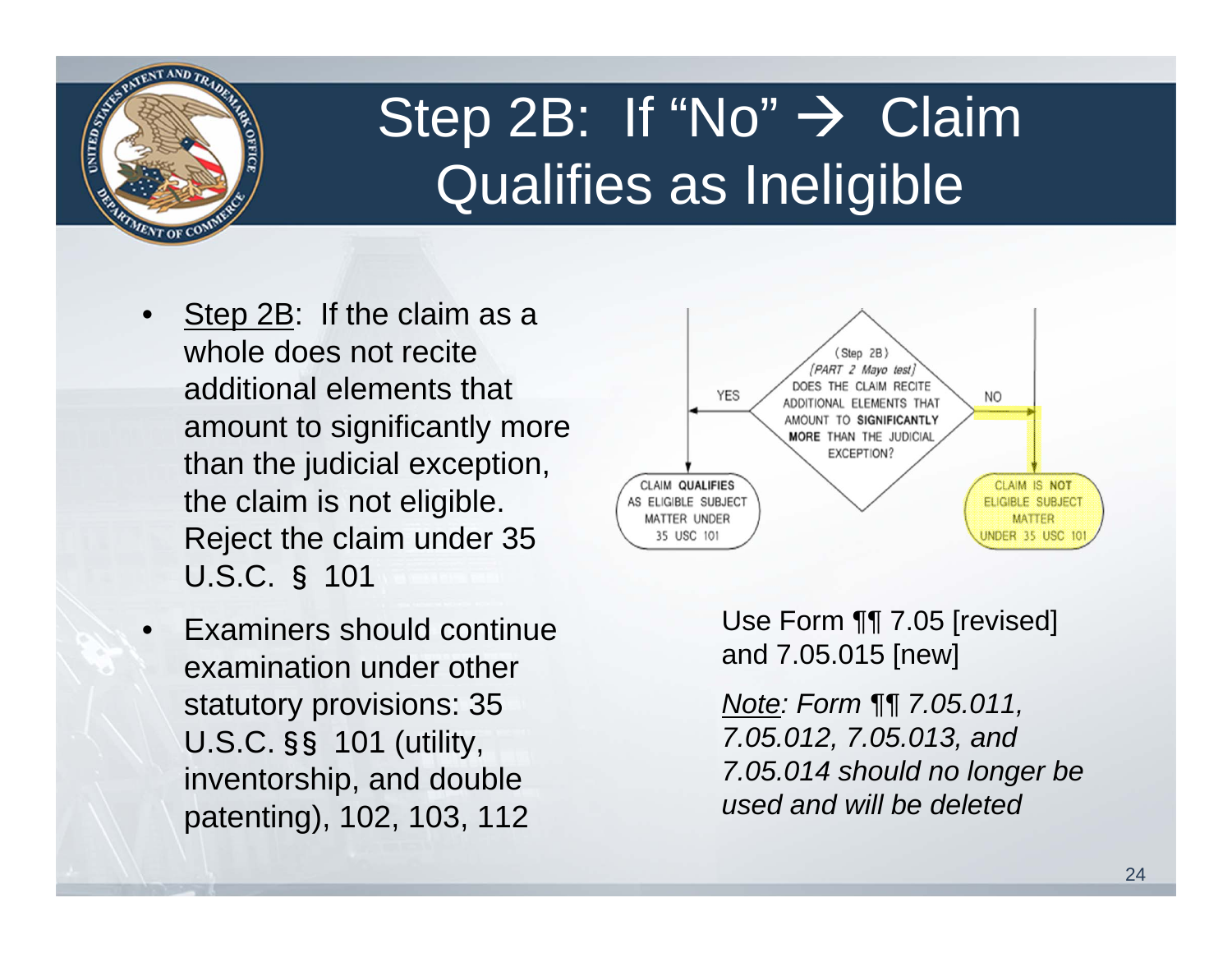# Step 2B: If "No" → Claim Qualifies as Ineligible

- Step 2B: If the claim as a whole does not recite additional elements that amount to significantly more than the judicial exception, the claim is not eligible. Reject the claim under 35 U.S.C. § 101
- Examiners should continue examination under other statutory provisions: 35 U.S.C. §§ 101 (utility, inventorship, and double patenting), 102, 103, 112

(Step 2B)
[PART 2 Mayo test]
DOES THE CLAIM RECITE ADDITIONAL ELEMENTS THAT AMOUNT TO **SIGNIFICANTLY MORE** THAN THE JUDICIAL EXCEPTION?

YES → CLAIM **QUALIFIES** AS ELIGIBLE SUBJECT MATTER UNDER 35 USC 101

NO → CLAIM IS **NOT** ELIGIBLE SUBJECT MATTER UNDER 35 USC 101

Use Form ¶¶ 7.05 [revised] and 7.05.015 [new]

*Note: Form ¶¶ 7.05.011, 7.05.012, 7.05.013, and 7.05.014 should no longer be used and will be deleted*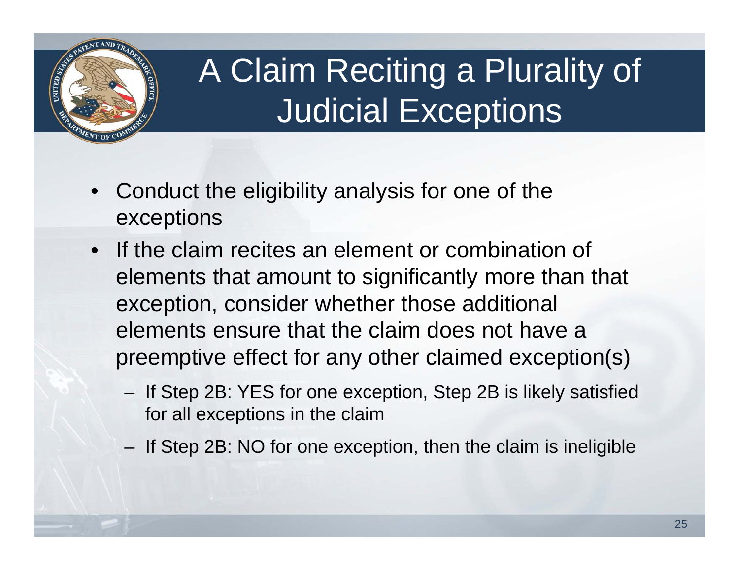# A Claim Reciting a Plurality of Judicial Exceptions

- Conduct the eligibility analysis for one of the exceptions
- If the claim recites an element or combination of elements that amount to significantly more than that exception, consider whether those additional elements ensure that the claim does not have a preemptive effect for any other claimed exception(s)
  - If Step 2B: YES for one exception, Step 2B is likely satisfied for all exceptions in the claim
  - If Step 2B: NO for one exception, then the claim is ineligible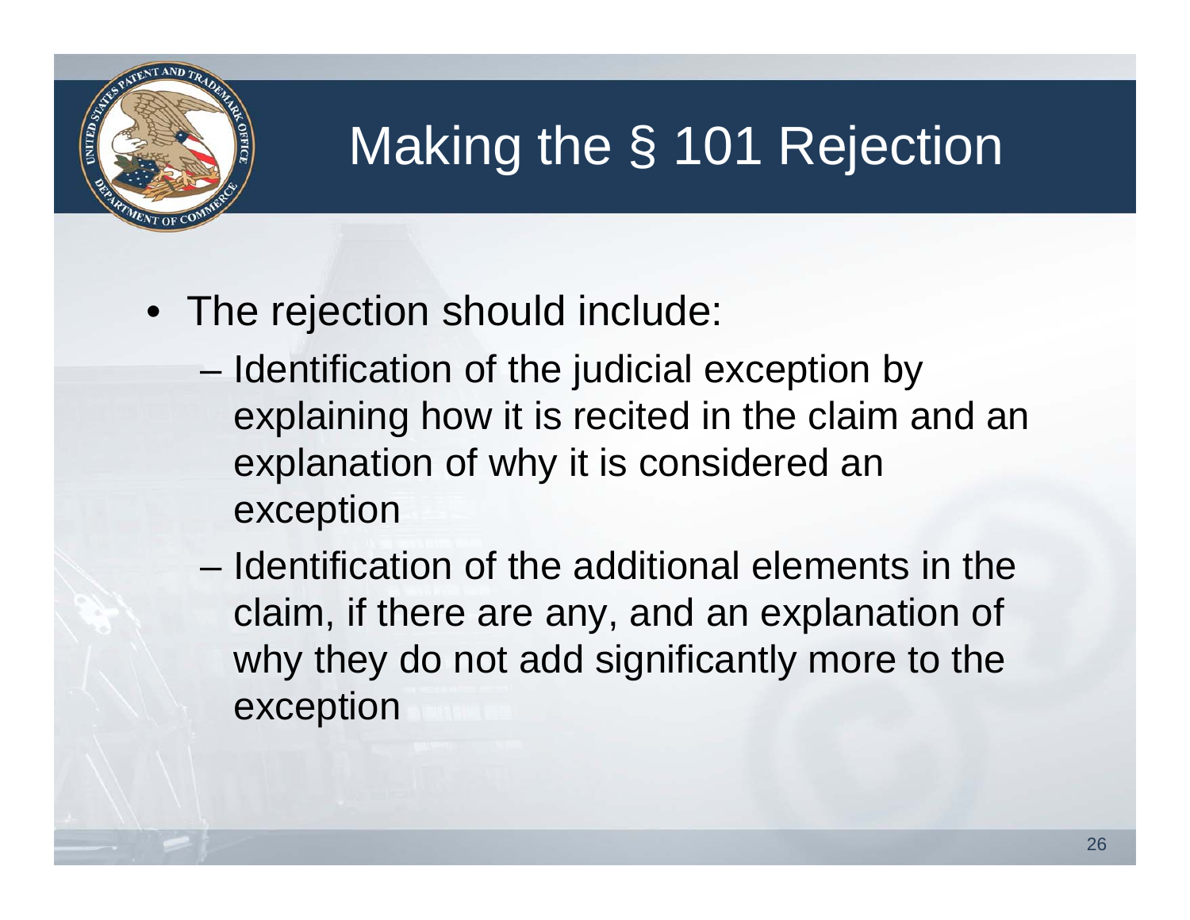# Making the § 101 Rejection

- The rejection should include:
  - Identification of the judicial exception by explaining how it is recited in the claim and an explanation of why it is considered an exception
  - Identification of the additional elements in the claim, if there are any, and an explanation of why they do not add significantly more to the exception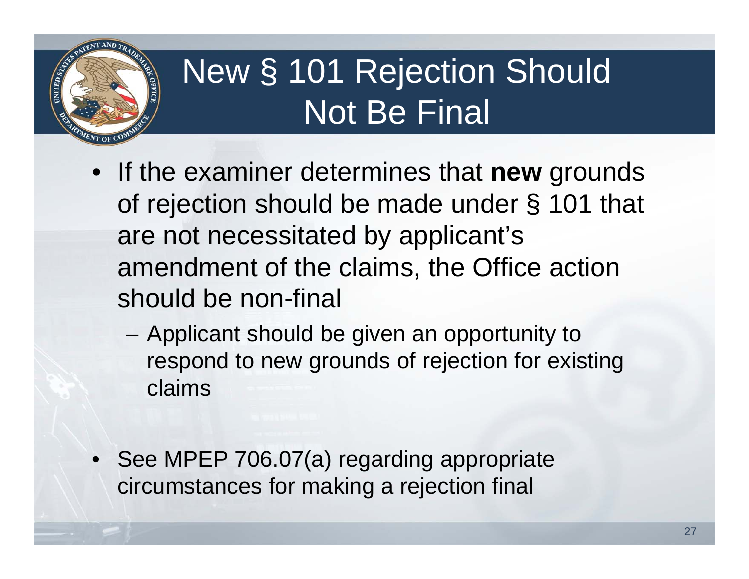# New § 101 Rejection Should Not Be Final

- If the examiner determines that **new** grounds of rejection should be made under § 101 that are not necessitated by applicant's amendment of the claims, the Office action should be non-final
  - Applicant should be given an opportunity to respond to new grounds of rejection for existing claims
- See MPEP 706.07(a) regarding appropriate circumstances for making a rejection final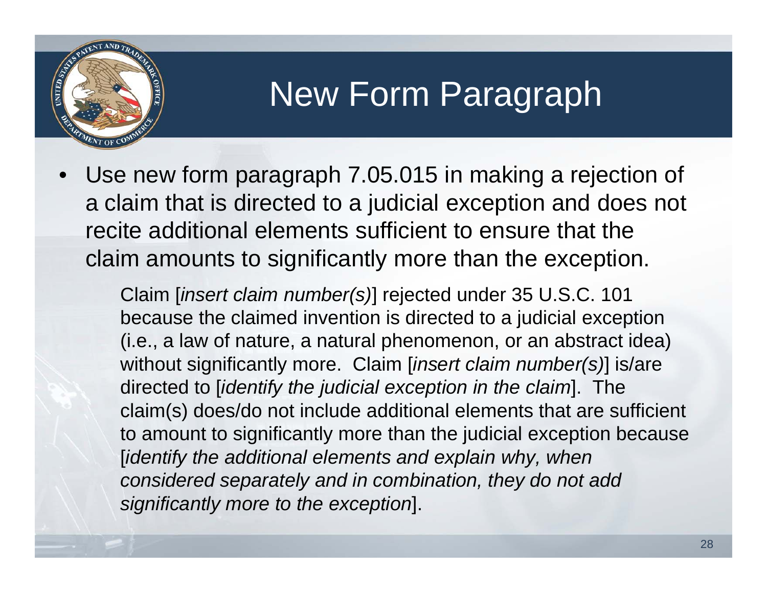# New Form Paragraph

- Use new form paragraph 7.05.015 in making a rejection of a claim that is directed to a judicial exception and does not recite additional elements sufficient to ensure that the claim amounts to significantly more than the exception.

  Claim [*insert claim number(s)*] rejected under 35 U.S.C. 101 because the claimed invention is directed to a judicial exception (i.e., a law of nature, a natural phenomenon, or an abstract idea) without significantly more. Claim [*insert claim number(s)*] is/are directed to [*identify the judicial exception in the claim*]. The claim(s) does/do not include additional elements that are sufficient to amount to significantly more than the judicial exception because [*identify the additional elements and explain why, when considered separately and in combination, they do not add significantly more to the exception*].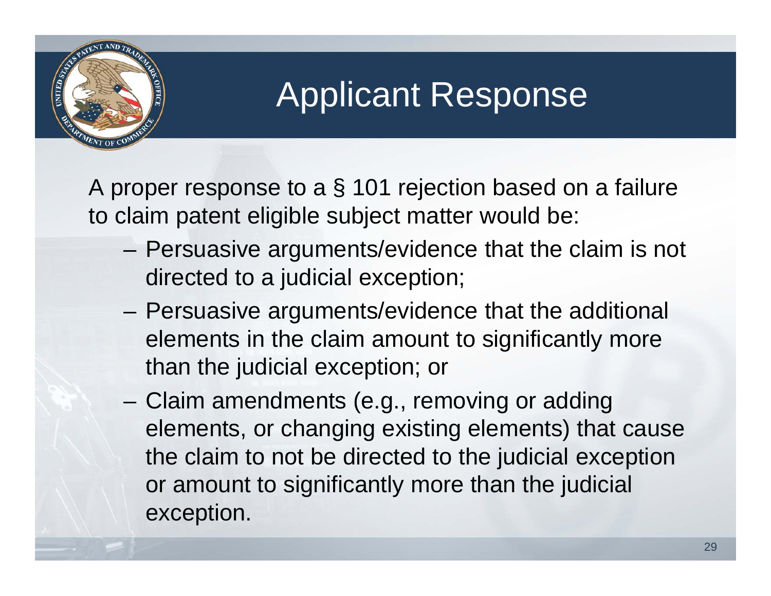# Applicant Response

A proper response to a § 101 rejection based on a failure to claim patent eligible subject matter would be:

- Persuasive arguments/evidence that the claim is not directed to a judicial exception;
- Persuasive arguments/evidence that the additional elements in the claim amount to significantly more than the judicial exception; or
- Claim amendments (e.g., removing or adding elements, or changing existing elements) that cause the claim to not be directed to the judicial exception or amount to significantly more than the judicial exception.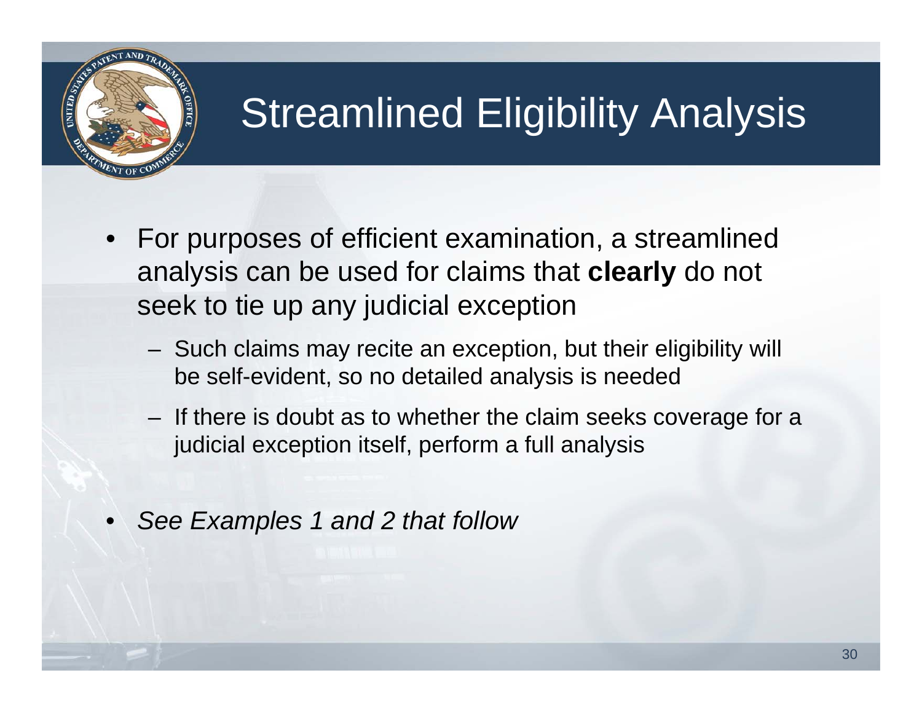# Streamlined Eligibility Analysis

- For purposes of efficient examination, a streamlined analysis can be used for claims that **clearly** do not seek to tie up any judicial exception
  - Such claims may recite an exception, but their eligibility will be self-evident, so no detailed analysis is needed
  - If there is doubt as to whether the claim seeks coverage for a judicial exception itself, perform a full analysis
- *See Examples 1 and 2 that follow*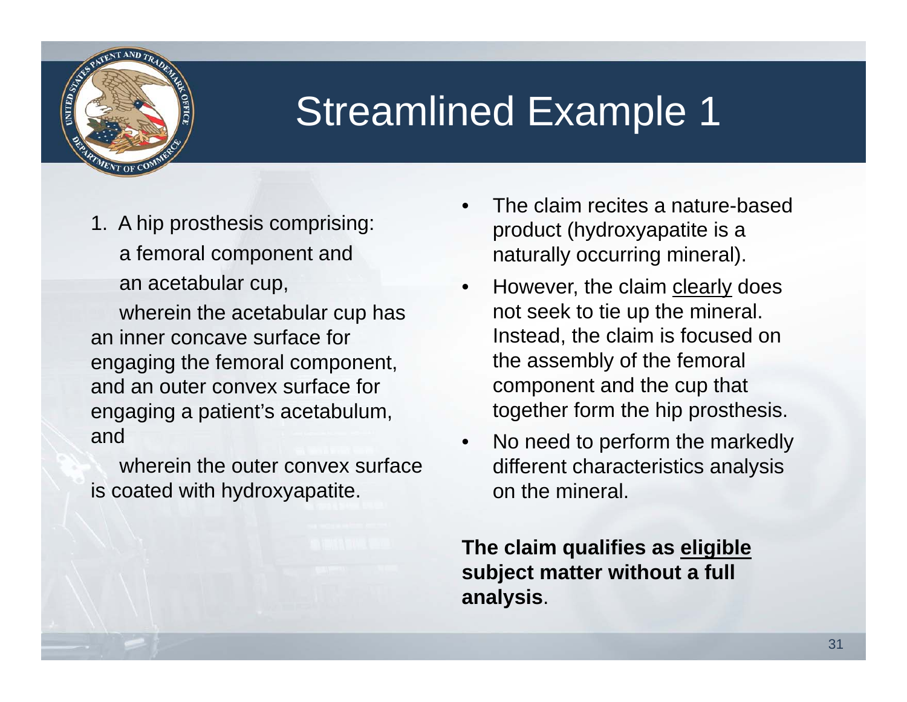# Streamlined Example 1

1. A hip prosthesis comprising:

    a femoral component and

    an acetabular cup,

    wherein the acetabular cup has an inner concave surface for engaging the femoral component, and an outer convex surface for engaging a patient's acetabulum, and

    wherein the outer convex surface is coated with hydroxyapatite.

- The claim recites a nature-based product (hydroxyapatite is a naturally occurring mineral).
- However, the claim <u>clearly</u> does not seek to tie up the mineral. Instead, the claim is focused on the assembly of the femoral component and the cup that together form the hip prosthesis.
- No need to perform the markedly different characteristics analysis on the mineral.

**The claim qualifies as <u>eligible</u> subject matter without a full analysis**.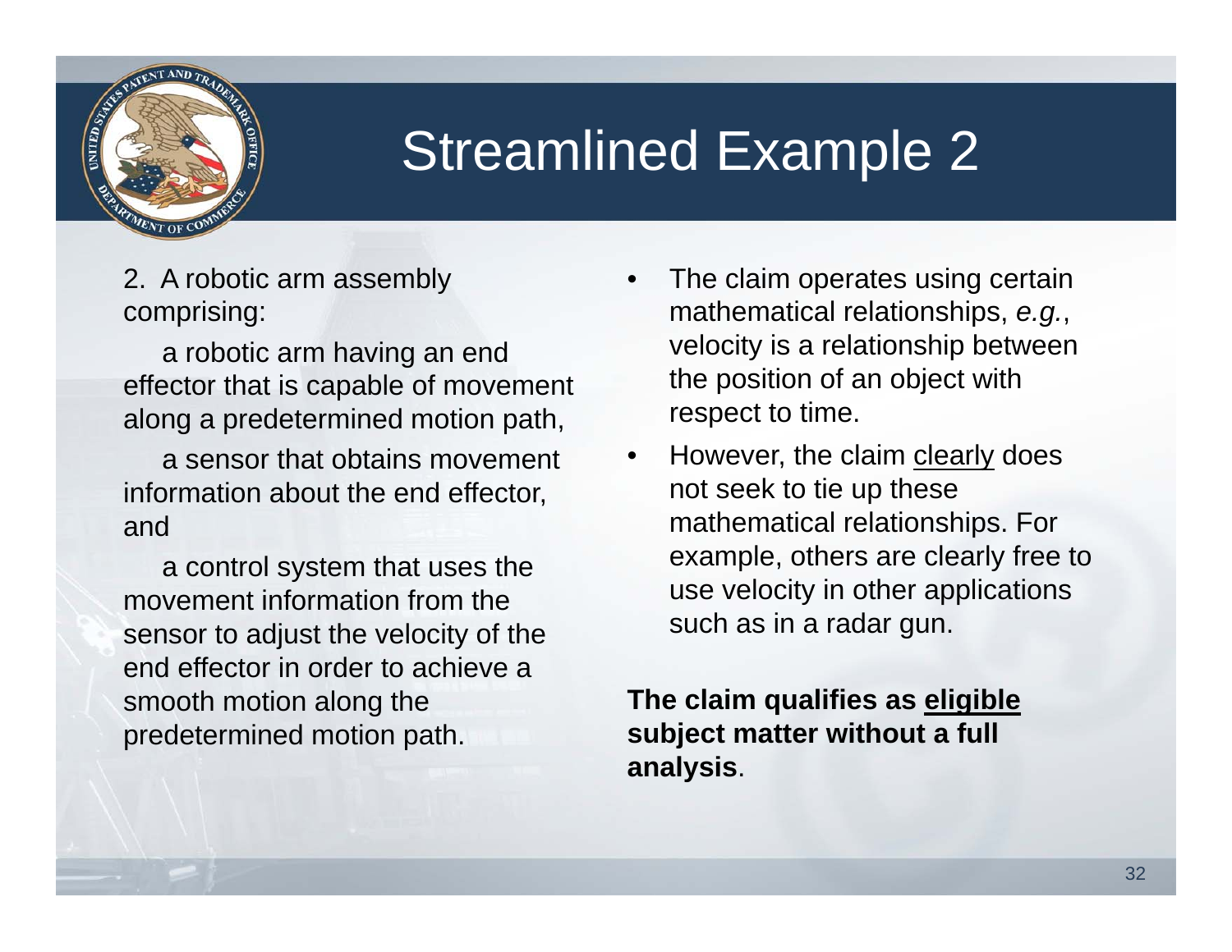# Streamlined Example 2

2. A robotic arm assembly comprising:

a robotic arm having an end effector that is capable of movement along a predetermined motion path,

a sensor that obtains movement information about the end effector, and

a control system that uses the movement information from the sensor to adjust the velocity of the end effector in order to achieve a smooth motion along the predetermined motion path.

- The claim operates using certain mathematical relationships, *e.g.*, velocity is a relationship between the position of an object with respect to time.
- However, the claim <u>clearly</u> does not seek to tie up these mathematical relationships. For example, others are clearly free to use velocity in other applications such as in a radar gun.

**The claim qualifies as <u>eligible</u> subject matter without a full analysis**.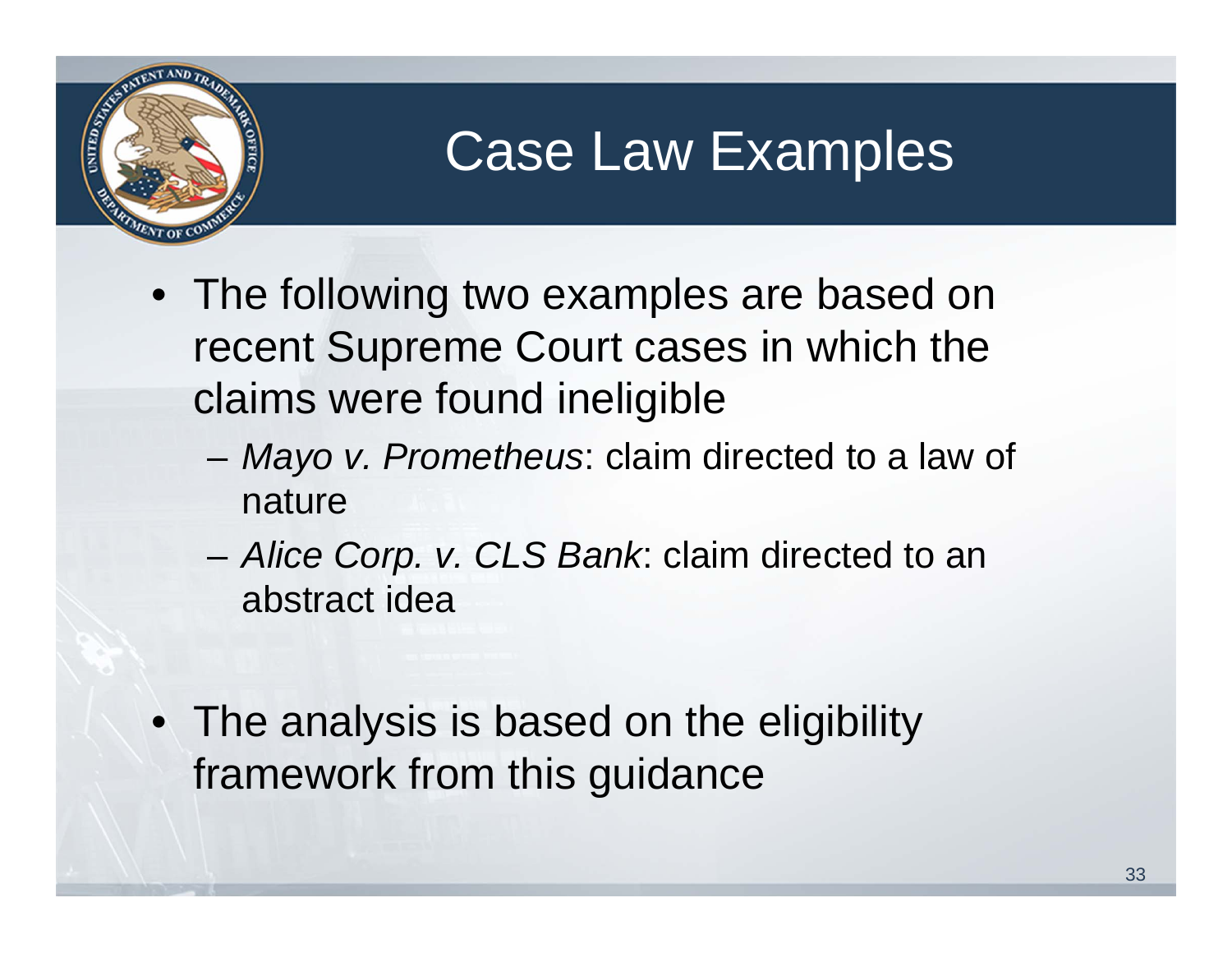# Case Law Examples

- The following two examples are based on recent Supreme Court cases in which the claims were found ineligible
  - *Mayo v. Prometheus*: claim directed to a law of nature
  - *Alice Corp. v. CLS Bank*: claim directed to an abstract idea
- The analysis is based on the eligibility framework from this guidance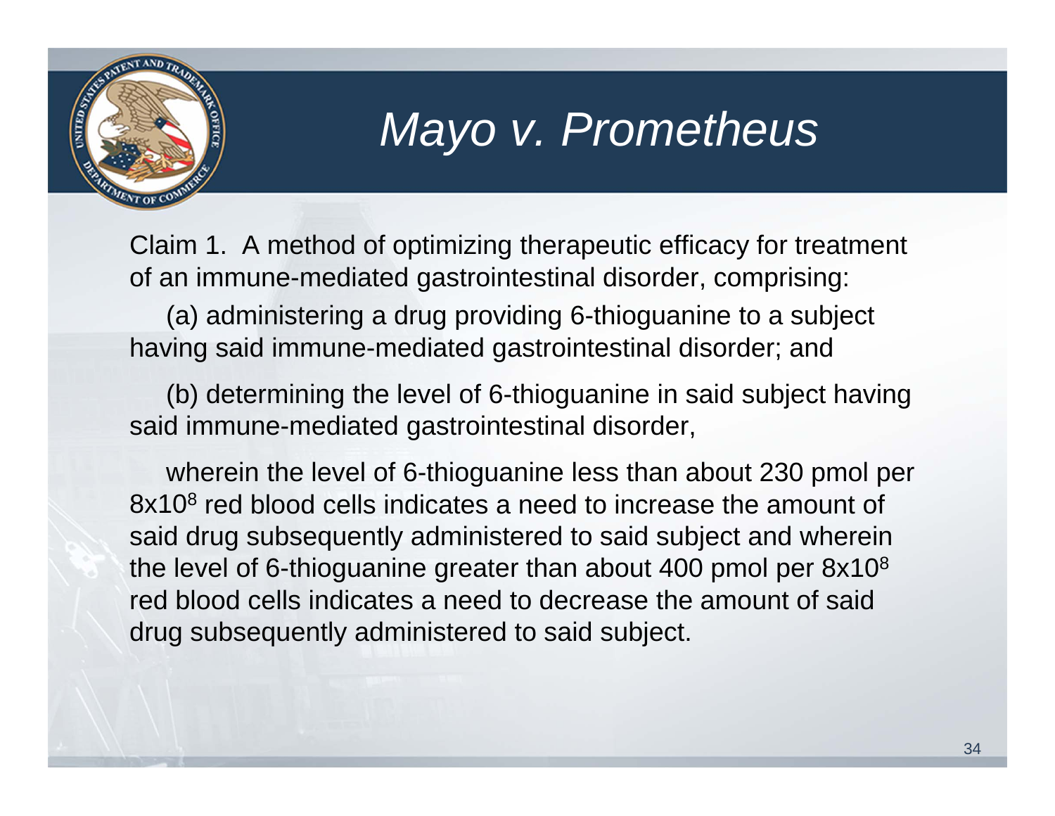# *Mayo v. Prometheus*

Claim 1. A method of optimizing therapeutic efficacy for treatment of an immune-mediated gastrointestinal disorder, comprising:

(a) administering a drug providing 6-thioguanine to a subject having said immune-mediated gastrointestinal disorder; and

(b) determining the level of 6-thioguanine in said subject having said immune-mediated gastrointestinal disorder,

wherein the level of 6-thioguanine less than about 230 pmol per $8 \times 10^8$ red blood cells indicates a need to increase the amount of said drug subsequently administered to said subject and wherein the level of 6-thioguanine greater than about 400 pmol per $8 \times 10^8$ red blood cells indicates a need to decrease the amount of said drug subsequently administered to said subject.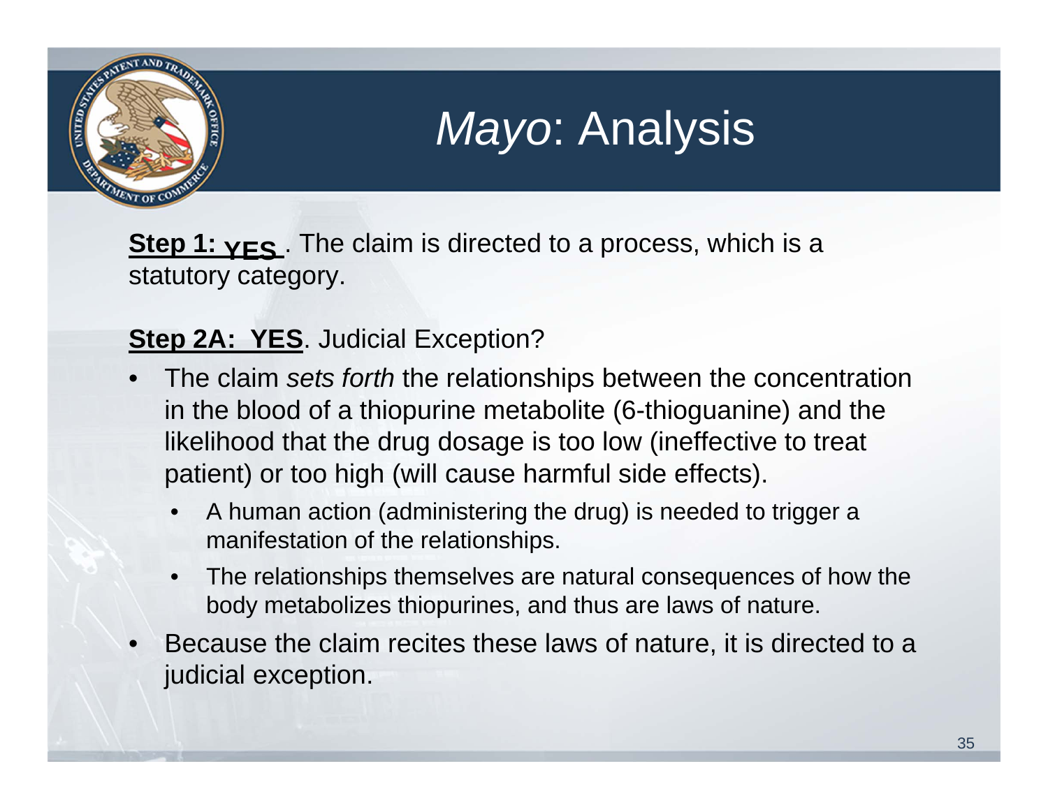# *Mayo*: Analysis

**Step 1: YES**. The claim is directed to a process, which is a statutory category.

**Step 2A: YES**. Judicial Exception?

- The claim *sets forth* the relationships between the concentration in the blood of a thiopurine metabolite (6-thioguanine) and the likelihood that the drug dosage is too low (ineffective to treat patient) or too high (will cause harmful side effects).
  - A human action (administering the drug) is needed to trigger a manifestation of the relationships.
  - The relationships themselves are natural consequences of how the body metabolizes thiopurines, and thus are laws of nature.
- Because the claim recites these laws of nature, it is directed to a judicial exception.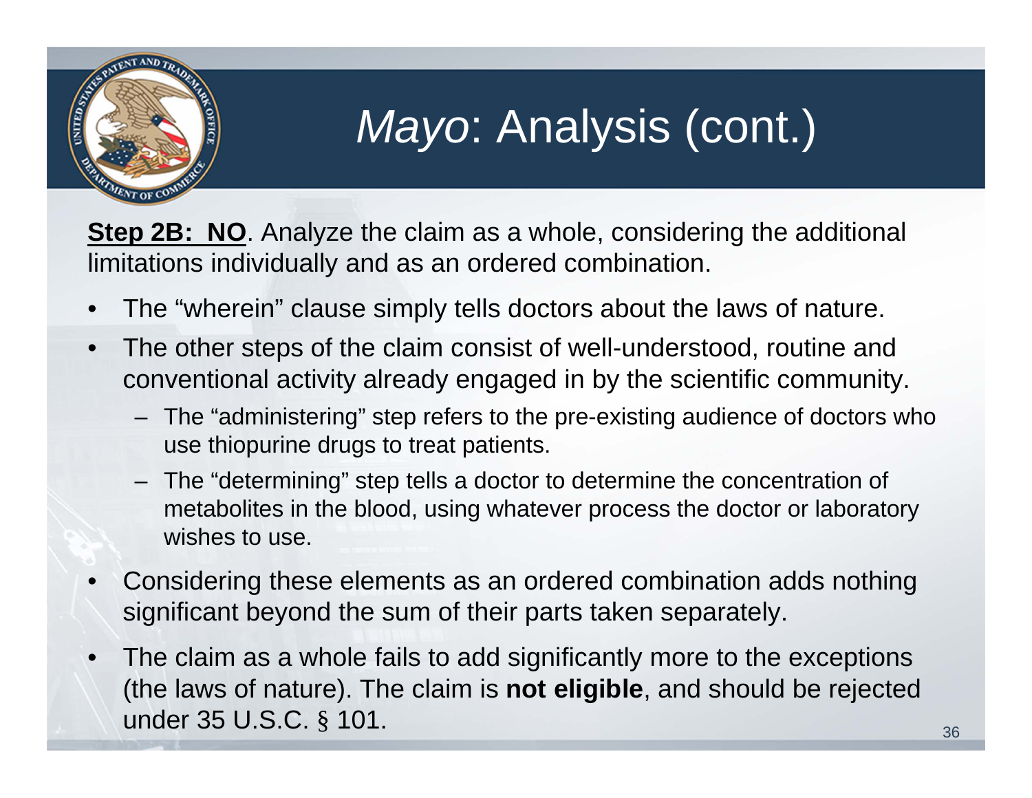# *Mayo*: Analysis (cont.)

**<u>Step 2B: NO</u>**. Analyze the claim as a whole, considering the additional limitations individually and as an ordered combination.

- The "wherein" clause simply tells doctors about the laws of nature.
- The other steps of the claim consist of well-understood, routine and conventional activity already engaged in by the scientific community.
  - The "administering" step refers to the pre-existing audience of doctors who use thiopurine drugs to treat patients.
  - The "determining" step tells a doctor to determine the concentration of metabolites in the blood, using whatever process the doctor or laboratory wishes to use.
- Considering these elements as an ordered combination adds nothing significant beyond the sum of their parts taken separately.
- The claim as a whole fails to add significantly more to the exceptions (the laws of nature). The claim is **not eligible**, and should be rejected under 35 U.S.C. § 101.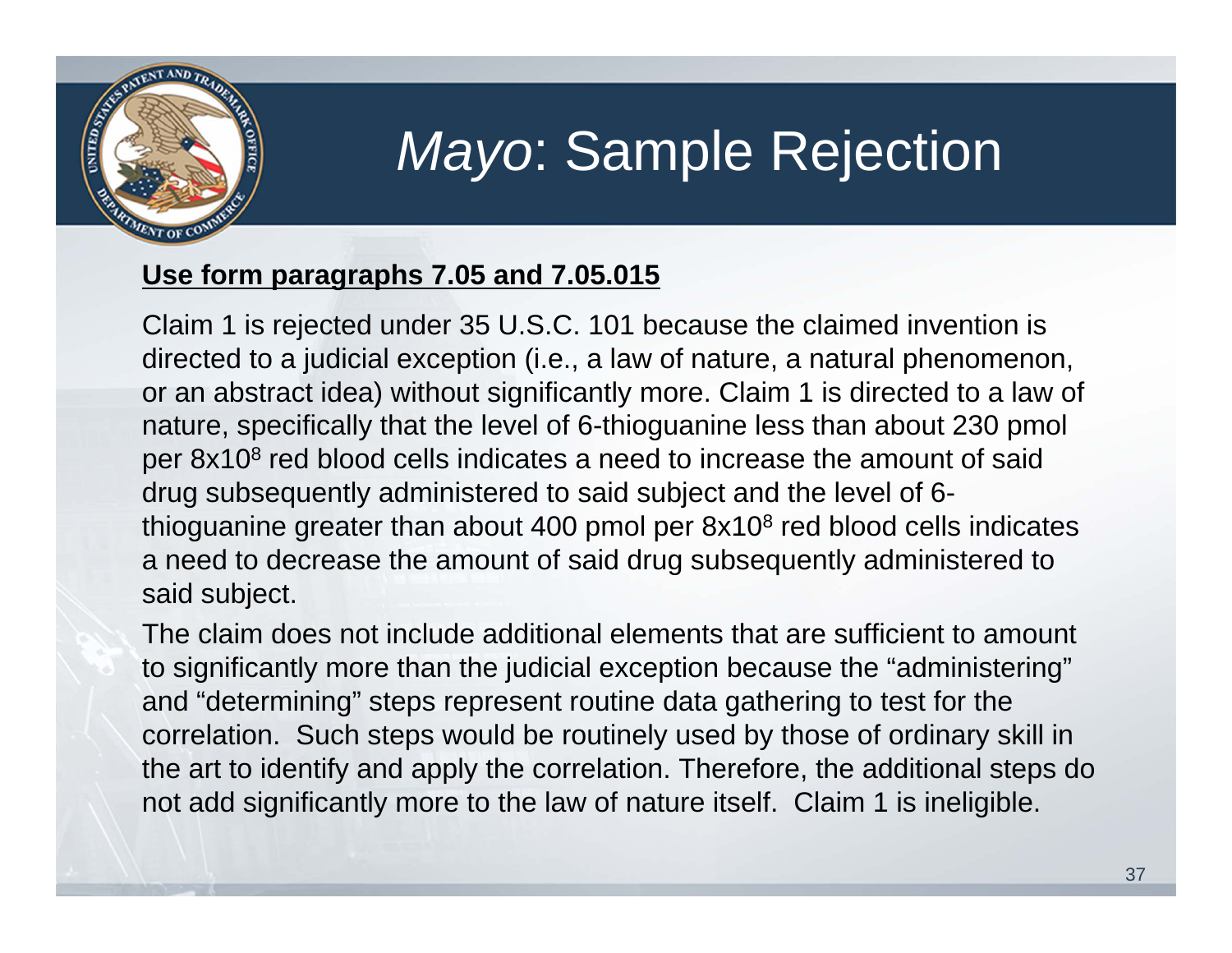# *Mayo*: Sample Rejection

**Use form paragraphs 7.05 and 7.05.015**

Claim 1 is rejected under 35 U.S.C. 101 because the claimed invention is directed to a judicial exception (i.e., a law of nature, a natural phenomenon, or an abstract idea) without significantly more. Claim 1 is directed to a law of nature, specifically that the level of 6-thioguanine less than about 230 pmol per $8x10^8$ red blood cells indicates a need to increase the amount of said drug subsequently administered to said subject and the level of 6-thioguanine greater than about 400 pmol per $8x10^8$ red blood cells indicates a need to decrease the amount of said drug subsequently administered to said subject.

The claim does not include additional elements that are sufficient to amount to significantly more than the judicial exception because the “administering” and “determining” steps represent routine data gathering to test for the correlation. Such steps would be routinely used by those of ordinary skill in the art to identify and apply the correlation. Therefore, the additional steps do not add significantly more to the law of nature itself. Claim 1 is ineligible.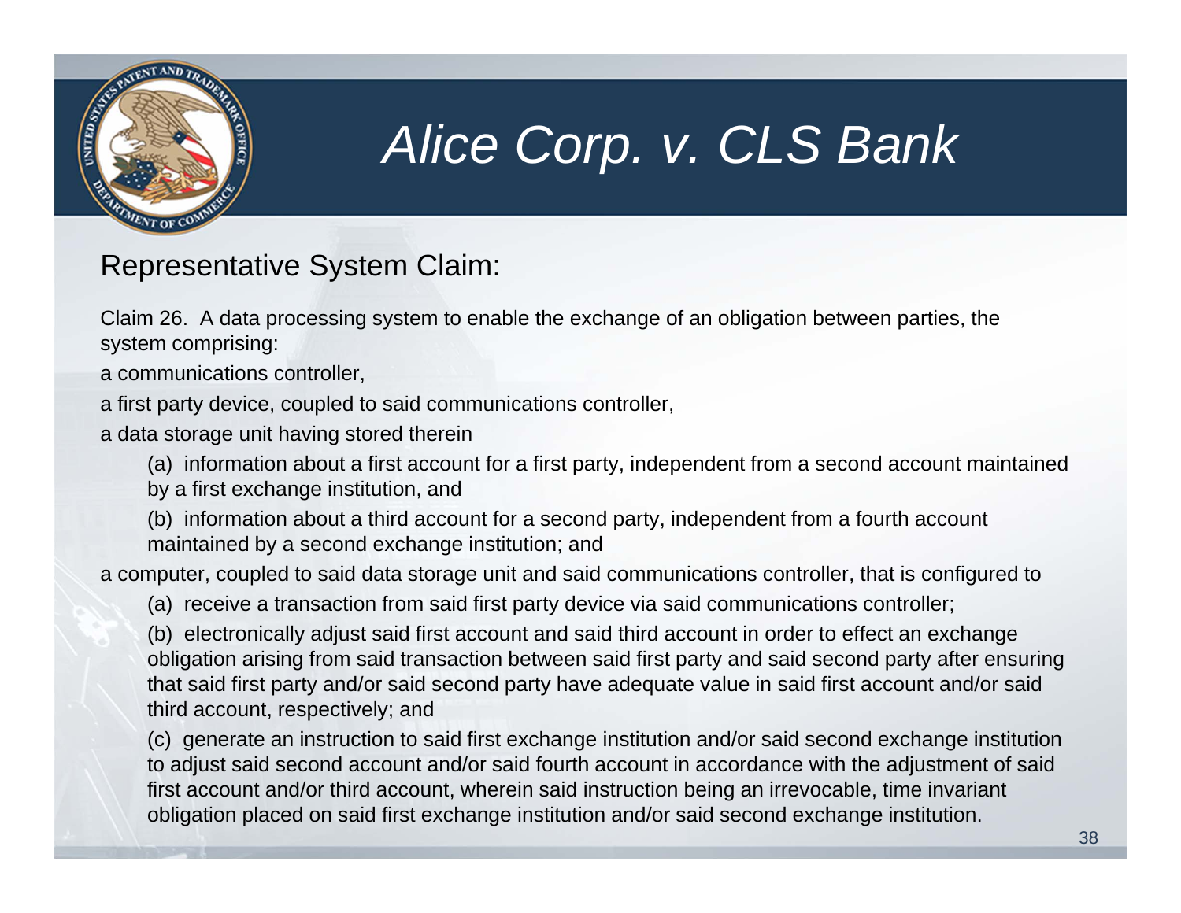# *Alice Corp. v. CLS Bank*

## Representative System Claim:

Claim 26. A data processing system to enable the exchange of an obligation between parties, the system comprising:

a communications controller,

a first party device, coupled to said communications controller,

a data storage unit having stored therein

(a) information about a first account for a first party, independent from a second account maintained by a first exchange institution, and

(b) information about a third account for a second party, independent from a fourth account maintained by a second exchange institution; and

a computer, coupled to said data storage unit and said communications controller, that is configured to

(a) receive a transaction from said first party device via said communications controller;

(b) electronically adjust said first account and said third account in order to effect an exchange obligation arising from said transaction between said first party and said second party after ensuring that said first party and/or said second party have adequate value in said first account and/or said third account, respectively; and

(c) generate an instruction to said first exchange institution and/or said second exchange institution to adjust said second account and/or said fourth account in accordance with the adjustment of said first account and/or third account, wherein said instruction being an irrevocable, time invariant obligation placed on said first exchange institution and/or said second exchange institution.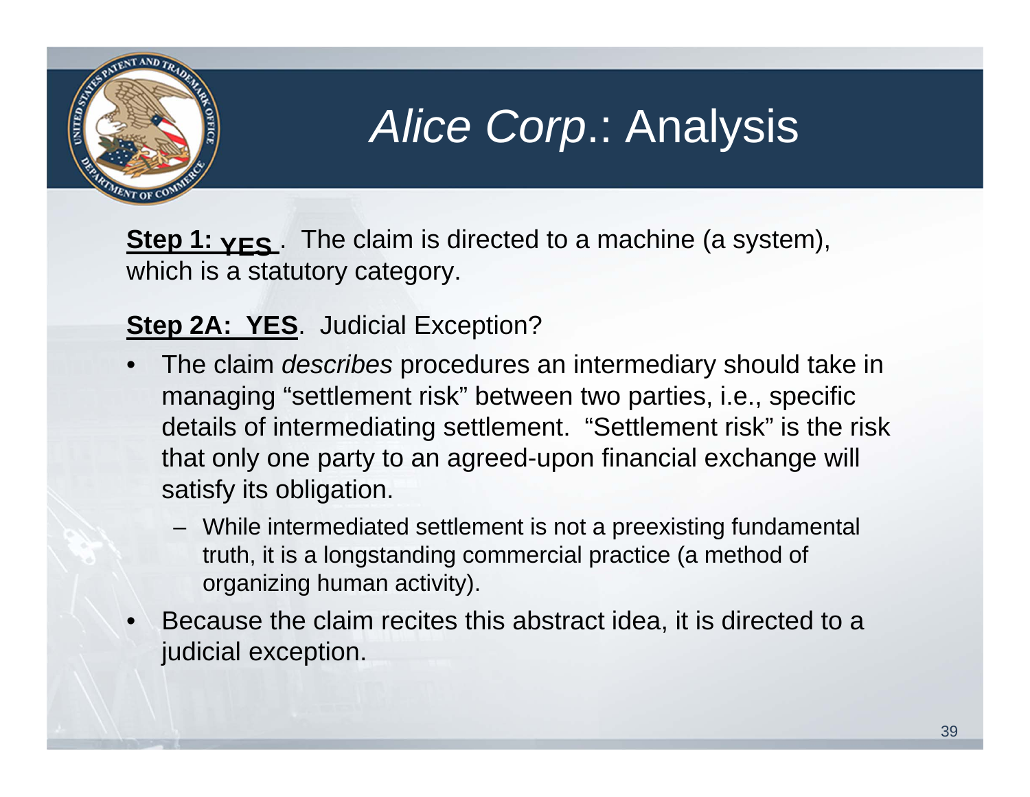# *Alice Corp.*: Analysis

**Step 1: YES**. The claim is directed to a machine (a system), which is a statutory category.

**Step 2A: YES**. Judicial Exception?

- The claim *describes* procedures an intermediary should take in managing "settlement risk" between two parties, i.e., specific details of intermediating settlement. "Settlement risk" is the risk that only one party to an agreed-upon financial exchange will satisfy its obligation.
  - While intermediated settlement is not a preexisting fundamental truth, it is a longstanding commercial practice (a method of organizing human activity).
- Because the claim recites this abstract idea, it is directed to a judicial exception.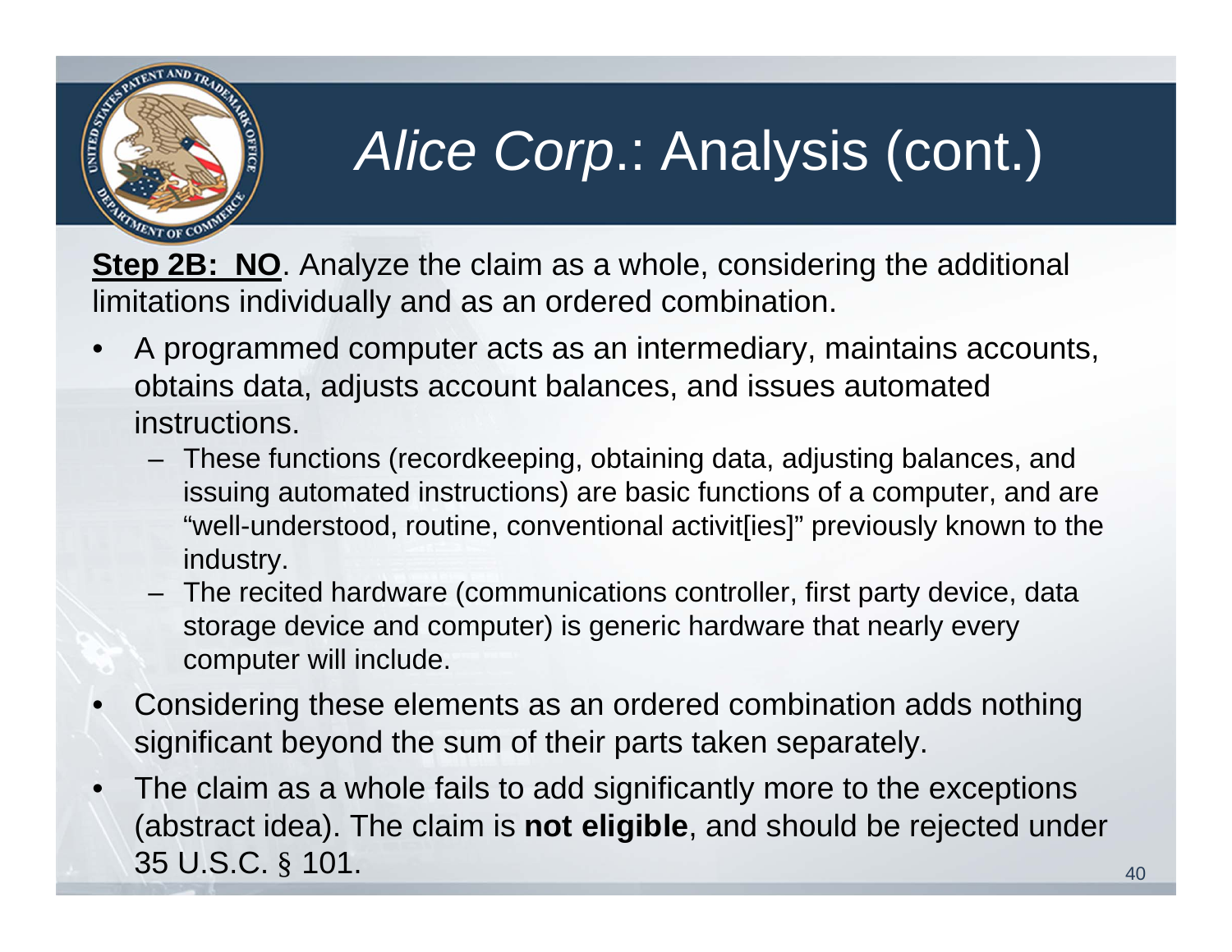# *Alice Corp*.: Analysis (cont.)

**Step 2B: NO**. Analyze the claim as a whole, considering the additional limitations individually and as an ordered combination.

- A programmed computer acts as an intermediary, maintains accounts, obtains data, adjusts account balances, and issues automated instructions.
  - These functions (recordkeeping, obtaining data, adjusting balances, and issuing automated instructions) are basic functions of a computer, and are "well-understood, routine, conventional activit[ies]" previously known to the industry.
  - The recited hardware (communications controller, first party device, data storage device and computer) is generic hardware that nearly every computer will include.
- Considering these elements as an ordered combination adds nothing significant beyond the sum of their parts taken separately.
- The claim as a whole fails to add significantly more to the exceptions (abstract idea). The claim is **not eligible**, and should be rejected under 35 U.S.C. § 101.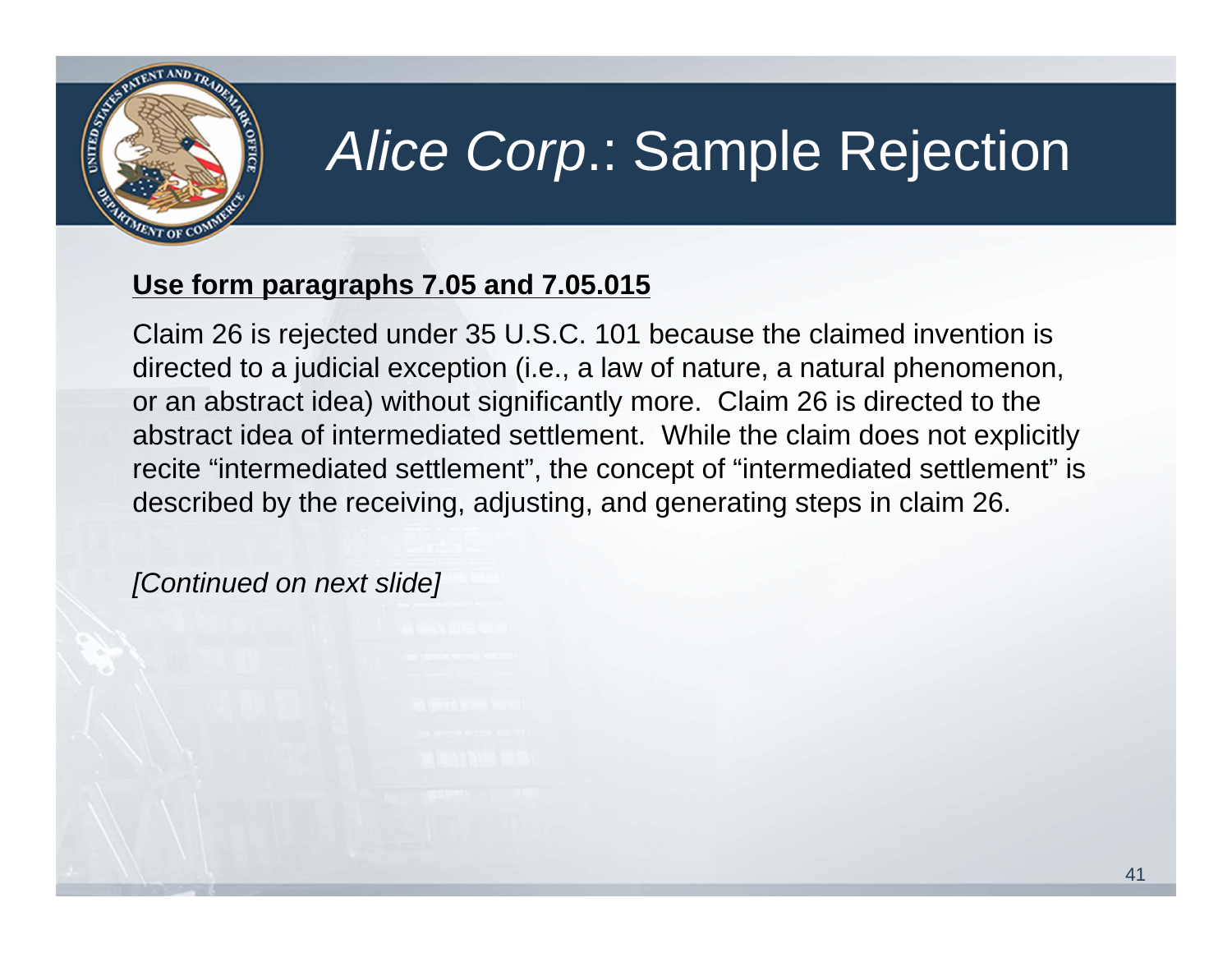# *Alice Corp.*: Sample Rejection

**Use form paragraphs 7.05 and 7.05.015**

Claim 26 is rejected under 35 U.S.C. 101 because the claimed invention is directed to a judicial exception (i.e., a law of nature, a natural phenomenon, or an abstract idea) without significantly more. Claim 26 is directed to the abstract idea of intermediated settlement. While the claim does not explicitly recite “intermediated settlement”, the concept of “intermediated settlement” is described by the receiving, adjusting, and generating steps in claim 26.

*[Continued on next slide]*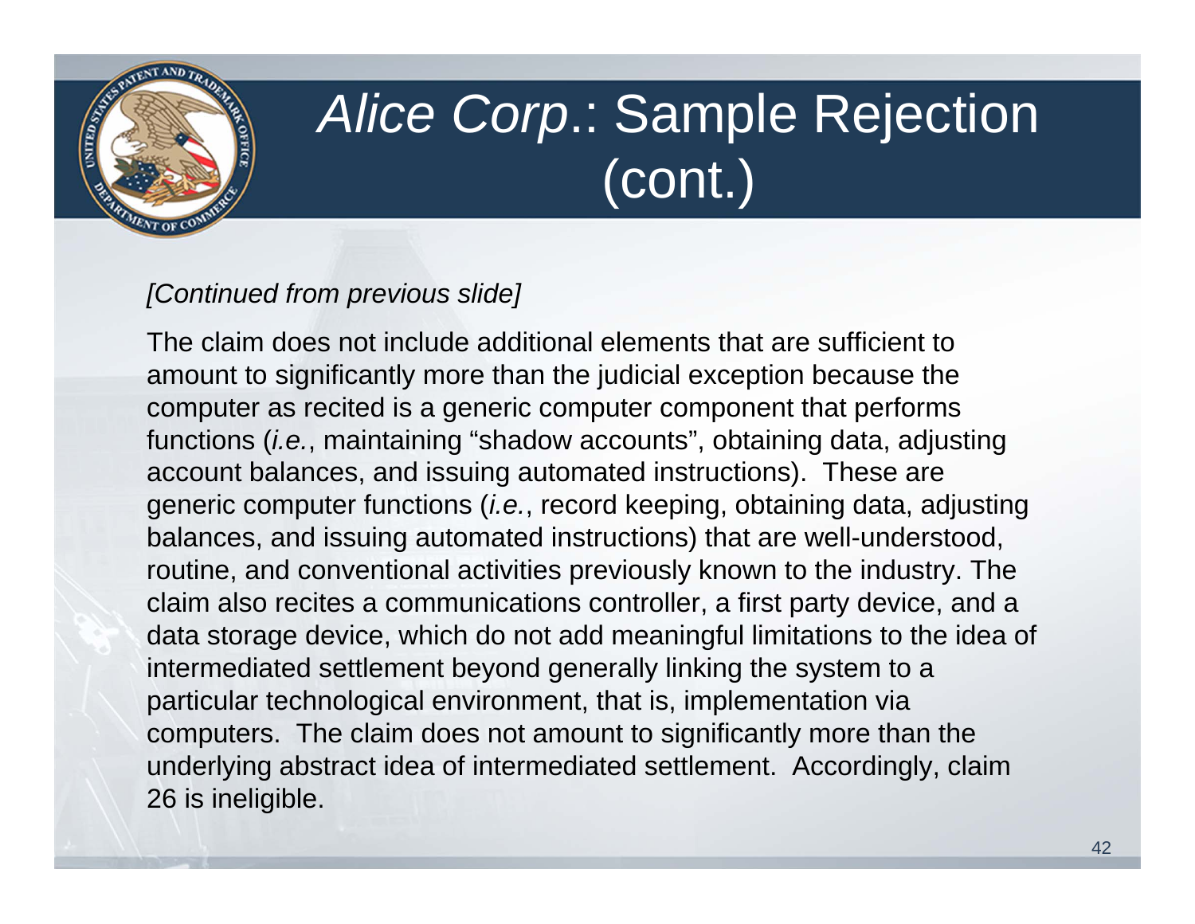# *Alice Corp*.: Sample Rejection (cont.)

*[Continued from previous slide]*

The claim does not include additional elements that are sufficient to amount to significantly more than the judicial exception because the computer as recited is a generic computer component that performs functions (*i.e.*, maintaining "shadow accounts", obtaining data, adjusting account balances, and issuing automated instructions). These are generic computer functions (*i.e.*, record keeping, obtaining data, adjusting balances, and issuing automated instructions) that are well-understood, routine, and conventional activities previously known to the industry. The claim also recites a communications controller, a first party device, and a data storage device, which do not add meaningful limitations to the idea of intermediated settlement beyond generally linking the system to a particular technological environment, that is, implementation via computers. The claim does not amount to significantly more than the underlying abstract idea of intermediated settlement. Accordingly, claim 26 is ineligible.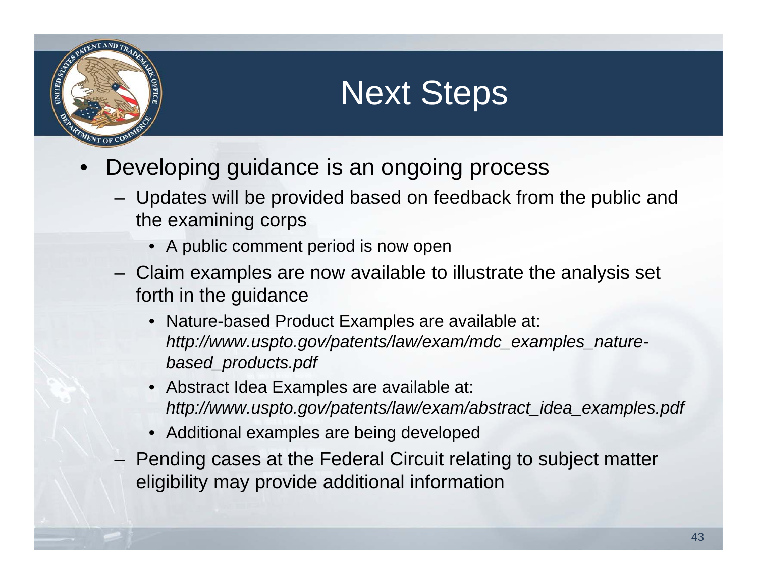# Next Steps

- Developing guidance is an ongoing process
  - Updates will be provided based on feedback from the public and the examining corps
    - A public comment period is now open
  - Claim examples are now available to illustrate the analysis set forth in the guidance
    - Nature-based Product Examples are available at: *http://www.uspto.gov/patents/law/exam/mdc_examples_nature-based_products.pdf*
    - Abstract Idea Examples are available at: *http://www.uspto.gov/patents/law/exam/abstract_idea_examples.pdf*
    - Additional examples are being developed
  - Pending cases at the Federal Circuit relating to subject matter eligibility may provide additional information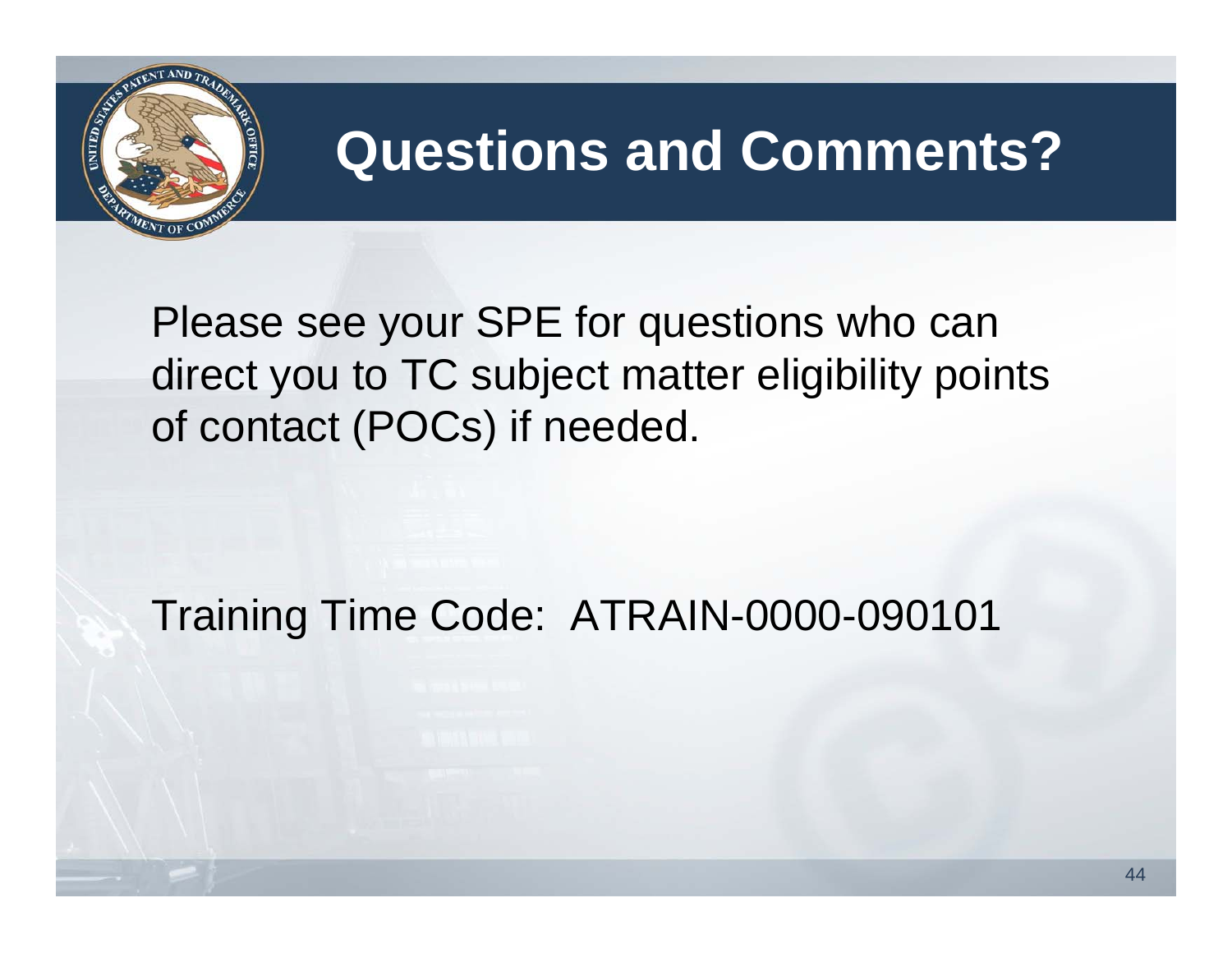# Questions and Comments?

Please see your SPE for questions who can direct you to TC subject matter eligibility points of contact (POCs) if needed.

Training Time Code: ATRAIN-0000-090101